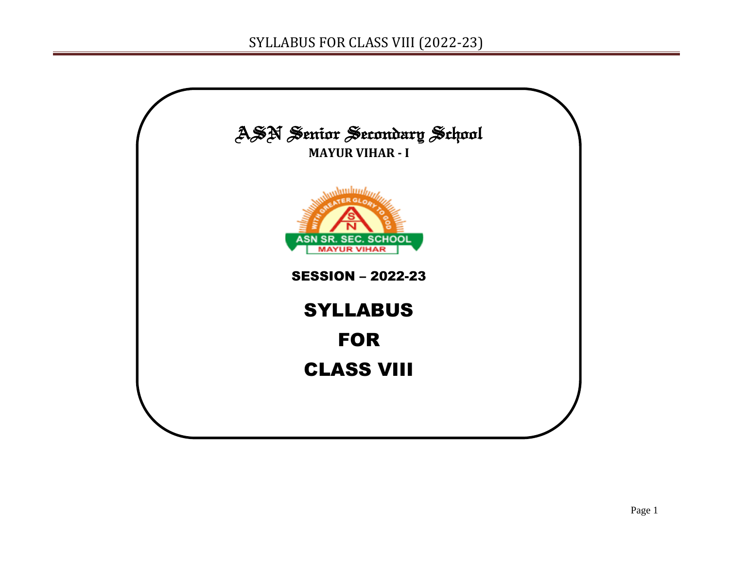# ASN Senior Secondary School

**MAYUR VIHAR - I**

SESSION – 2022-23

# SYLLABUS

# FOR

# CLASS VIII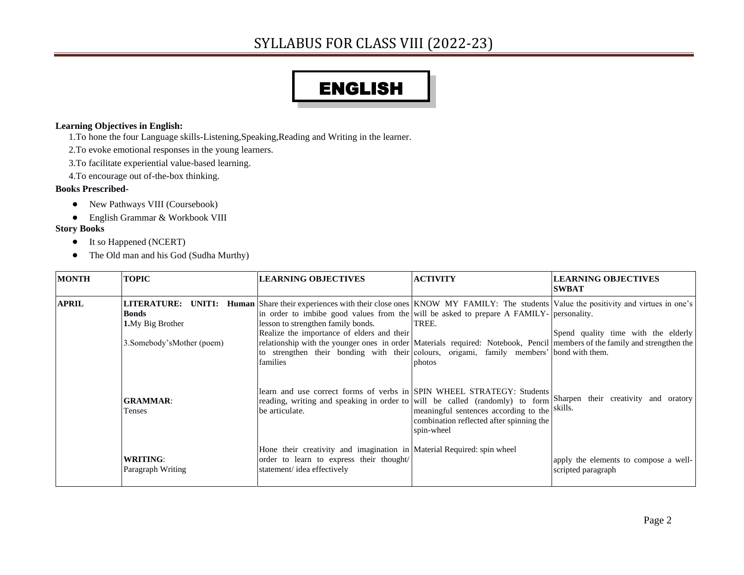# SYLLABUS FOR CLASS VIII (2022-23)

## ENGLISH

**Learning Objectives in English:**

1.To hone the four Language skills-Listening,Speaking,Reading and Writing in the learner.

2.To evoke emotional responses in the young learners.

3.To facilitate experiential value-based learning.

4.To encourage out of-the-box thinking.

**Books Prescribed-**

- New Pathways VIII (Coursebook)
- English Grammar & Workbook VIII

**Story Books**

- It so Happened (NCERT)
- The Old man and his God (Sudha Murthy)

| MONTH | TOPIC | LEARNING OBJECTIVES | ACTIVITY | LEARNING OBJECTIVES SWBAT |
|---|---|---|---|---|
| **APRIL** | **LITERATURE: UNIT1: Human Bonds**<br>**1.**My Big Brother<br><br>3.Somebody'sMother (poem) | Share their experiences with their close ones in order to imbibe good values from the lesson to strengthen family bonds.<br>Realize the importance of elders and their relationship with the younger ones in order to strengthen their bonding with their families | KNOW MY FAMILY: The students will be asked to prepare A FAMILY-TREE.<br><br>Materials required: Notebook, Pencil colours, origami, family members' photos | Value the positivity and virtues in one's personality.<br><br>Spend quality time with the elderly members of the family and strengthen the bond with them. |
| | **GRAMMAR**:<br>Tenses | learn and use correct forms of verbs in reading, writing and speaking in order to be articulate. | SPIN WHEEL STRATEGY: Students will be called (randomly) to form meaningful sentences according to the combination reflected after spinning the spin-wheel<br><br>Material Required: spin wheel | Sharpen their creativity and oratory skills. |
| | **WRITING**:<br>Paragraph Writing | Hone their creativity and imagination in order to learn to express their thought/ statement/ idea effectively | | apply the elements to compose a well-scripted paragraph |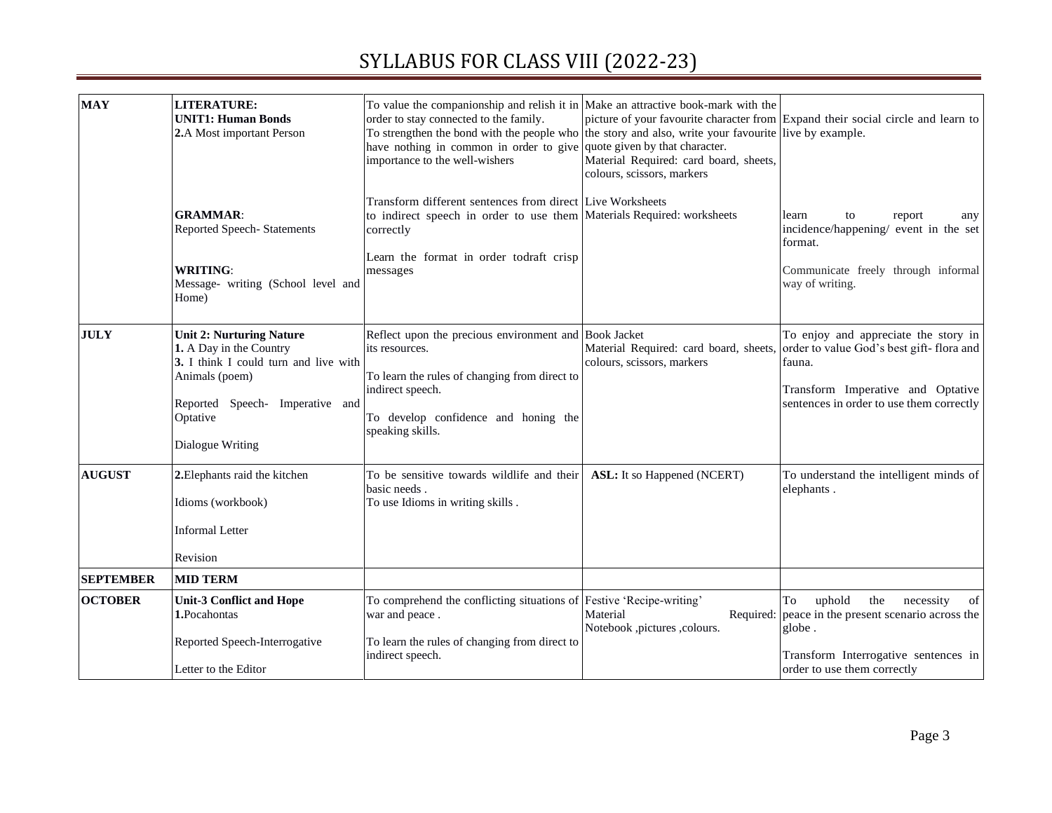# SYLLABUS FOR CLASS VIII (2022-23)

| | | | | |
|---|---|---|---|---|
| **MAY** | **LITERATURE:**<br>**UNIT1: Human Bonds**<br>**2.**A Most important Person<br><br>**GRAMMAR**:<br>Reported Speech- Statements<br><br>**WRITING**:<br>Message- writing (School level and Home) | To value the companionship and relish it in order to stay connected to the family.<br>To strengthen the bond with the people who have nothing in common in order to give importance to the well-wishers<br><br>Transform different sentences from direct to indirect speech in order to use them correctly<br><br>Learn the format in order todraft crisp messages | Make an attractive book-mark with the picture of your favourite character from the story and also, write your favourite quote given by that character.<br>Material Required: card board, sheets, colours, scissors, markers<br><br>Live Worksheets<br>Materials Required: worksheets | Expand their social circle and learn to live by example.<br><br>learn to report any incidence/happening/ event in the set format.<br><br>Communicate freely through informal way of writing. |
| **JULY** | **Unit 2: Nurturing Nature**<br>**1.** A Day in the Country<br>**3.** I think I could turn and live with Animals (poem)<br><br>Reported Speech- Imperative and Optative<br><br>Dialogue Writing | Reflect upon the precious environment and its resources.<br><br>To learn the rules of changing from direct to indirect speech.<br><br>To develop confidence and honing the speaking skills. | Book Jacket<br>Material Required: card board, sheets, colours, scissors, markers | To enjoy and appreciate the story in order to value God's best gift- flora and fauna.<br><br>Transform Imperative and Optative sentences in order to use them correctly |
| **AUGUST** | **2.**Elephants raid the kitchen<br><br>Idioms (workbook)<br><br>Informal Letter<br><br>Revision | To be sensitive towards wildlife and their basic needs .<br>To use Idioms in writing skills . | **ASL:** It so Happened (NCERT) | To understand the intelligent minds of elephants . |
| **SEPTEMBER** | **MID TERM** | | | |
| **OCTOBER** | **Unit-3 Conflict and Hope**<br>**1.**Pocahontas<br><br>Reported Speech-Interrogative<br><br>Letter to the Editor | To comprehend the conflicting situations of war and peace .<br><br>To learn the rules of changing from direct to indirect speech. | Festive 'Recipe-writing'<br>Material Required: Notebook ,pictures ,colours. | To uphold the necessity of peace in the present scenario across the globe .<br><br>Transform Interrogative sentences in order to use them correctly |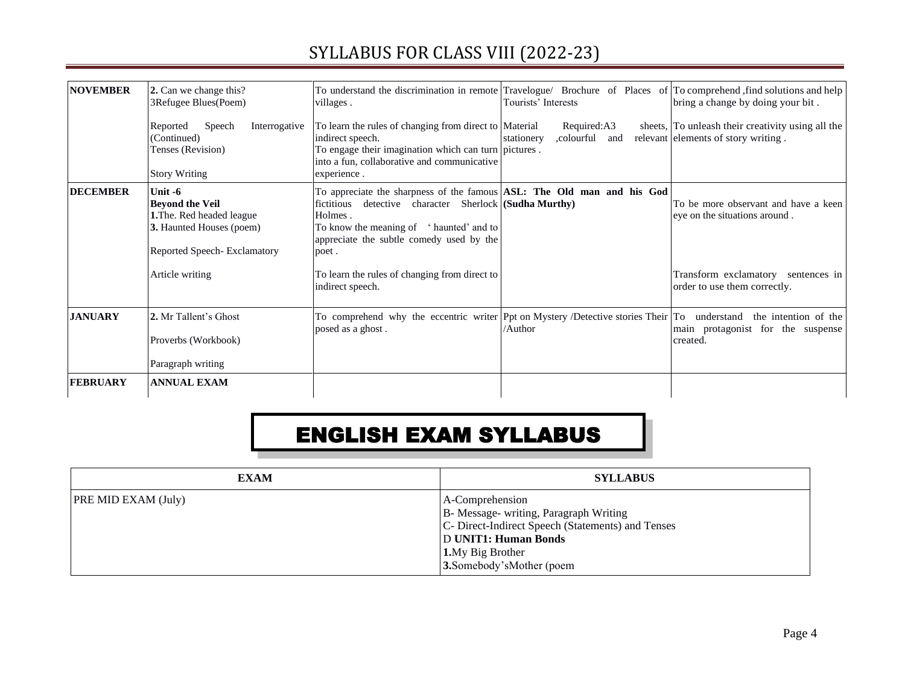# SYLLABUS FOR CLASS VIII (2022-23)

| | | | | |
|---|---|---|---|---|
| **NOVEMBER** | **2.** Can we change this?<br>3Refugee Blues(Poem)<br><br>Reported Speech Interrogative (Continued)<br>Tenses (Revision)<br><br>Story Writing | To understand the discrimination in remote villages .<br><br>To learn the rules of changing from direct to indirect speech.<br>To engage their imagination which can turn into a fun, collaborative and communicative experience . | Travelogue/ Brochure of Places of Tourists' Interests<br><br>Material Required:A3 sheets, stationery ,colourful and relevant pictures . | To comprehend ,find solutions and help bring a change by doing your bit .<br><br>To unleash their creativity using all the elements of story writing . |
| **DECEMBER** | **Unit -6**<br>**Beyond the Veil**<br>**1.**The. Red headed league<br>**3.** Haunted Houses (poem)<br><br>Reported Speech- Exclamatory<br><br>Article writing | To appreciate the sharpness of the famous fictitious detective character Sherlock Holmes .<br>To know the meaning of 'haunted' and to appreciate the subtle comedy used by the poet .<br><br>To learn the rules of changing from direct to indirect speech. | **ASL: The Old man and his God (Sudha Murthy)** | To be more observant and have a keen eye on the situations around .<br><br>Transform exclamatory sentences in order to use them correctly. |
| **JANUARY** | **2.** Mr Tallent's Ghost<br><br>Proverbs (Workbook)<br><br>Paragraph writing | To comprehend why the eccentric writer posed as a ghost . | Ppt on Mystery /Detective stories Their /Author | To understand the intention of the main protagonist for the suspense created. |
| **FEBRUARY** | **ANNUAL EXAM** | | | |

## ENGLISH EXAM SYLLABUS

| EXAM | SYLLABUS |
|---|---|
| PRE MID EXAM (July) | A-Comprehension<br>B- Message- writing, Paragraph Writing<br>C- Direct-Indirect Speech (Statements) and Tenses<br>D **UNIT1: Human Bonds**<br>**1.**My Big Brother<br>**3.**Somebody'sMother (poem |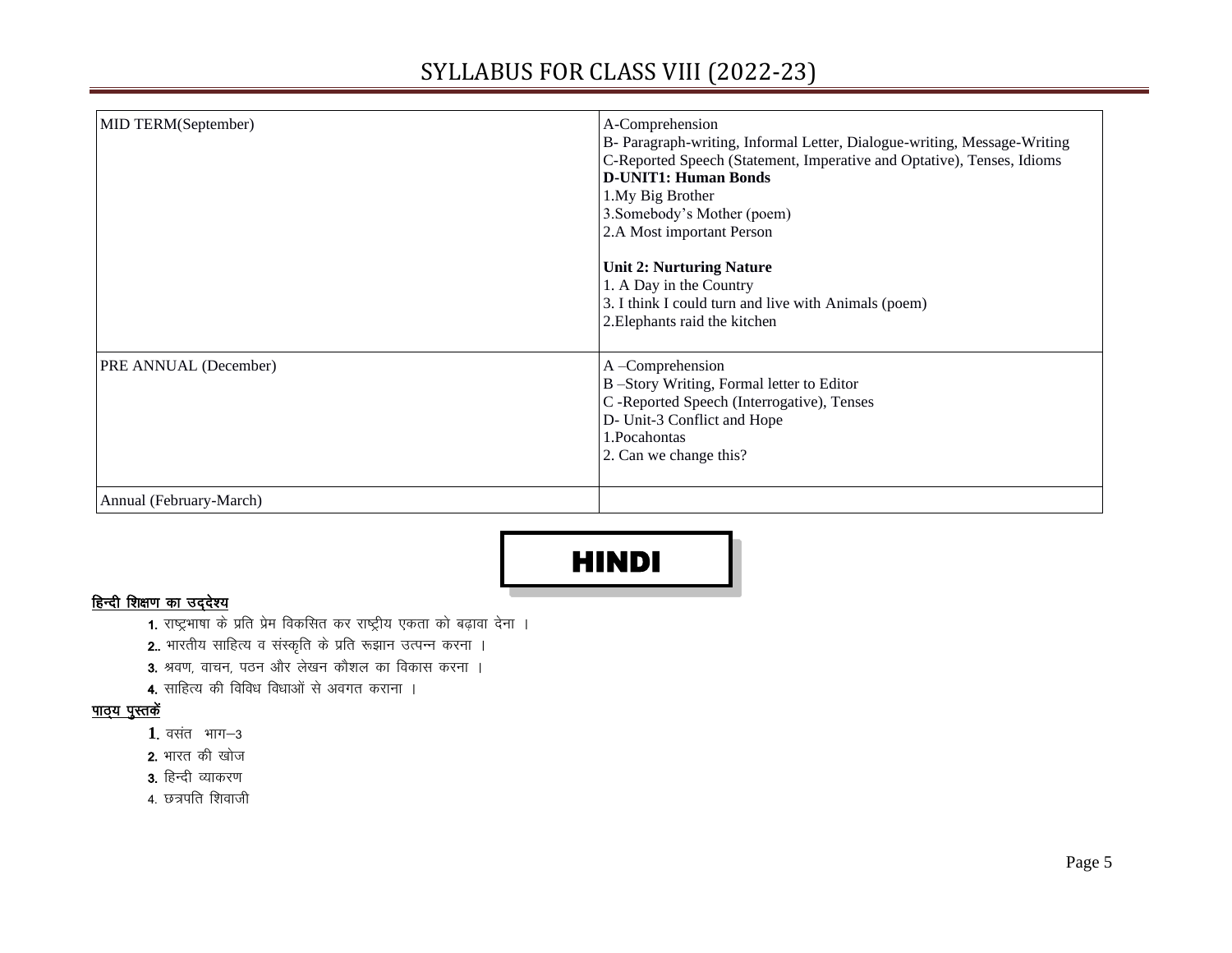# SYLLABUS FOR CLASS VIII (2022-23)

| MID TERM(September) | A-Comprehension<br>B- Paragraph-writing, Informal Letter, Dialogue-writing, Message-Writing<br>C-Reported Speech (Statement, Imperative and Optative), Tenses, Idioms<br>**D-UNIT1: Human Bonds**<br>1.My Big Brother<br>3.Somebody's Mother (poem)<br>2.A Most important Person<br><br>**Unit 2: Nurturing Nature**<br>1. A Day in the Country<br>3. I think I could turn and live with Animals (poem)<br>2.Elephants raid the kitchen |
|---|---|
| PRE ANNUAL (December) | A –Comprehension<br>B –Story Writing, Formal letter to Editor<br>C -Reported Speech (Interrogative), Tenses<br>D- Unit-3 Conflict and Hope<br>1.Pocahontas<br>2. Can we change this? |
| Annual (February-March) | |

## HINDI

**हिन्दी शिक्षण का उद्देश्य**

1. राष्ट्रभाषा के प्रति प्रेम विकसित कर राष्ट्रीय एकता को बढ़ावा देना ।
2. भारतीय साहित्य व संस्कृति के प्रति रूझान उत्पन्न करना ।
3. श्रवण, वाचन, पठन और लेखन कौशल का विकास करना ।
4. साहित्य की विविध विधाओं से अवगत कराना ।

**पाठ्य पुस्तकें**

1. वसंत भाग–3
2. भारत की खोज
3. हिन्दी व्याकरण
4. छत्रपति शिवाजी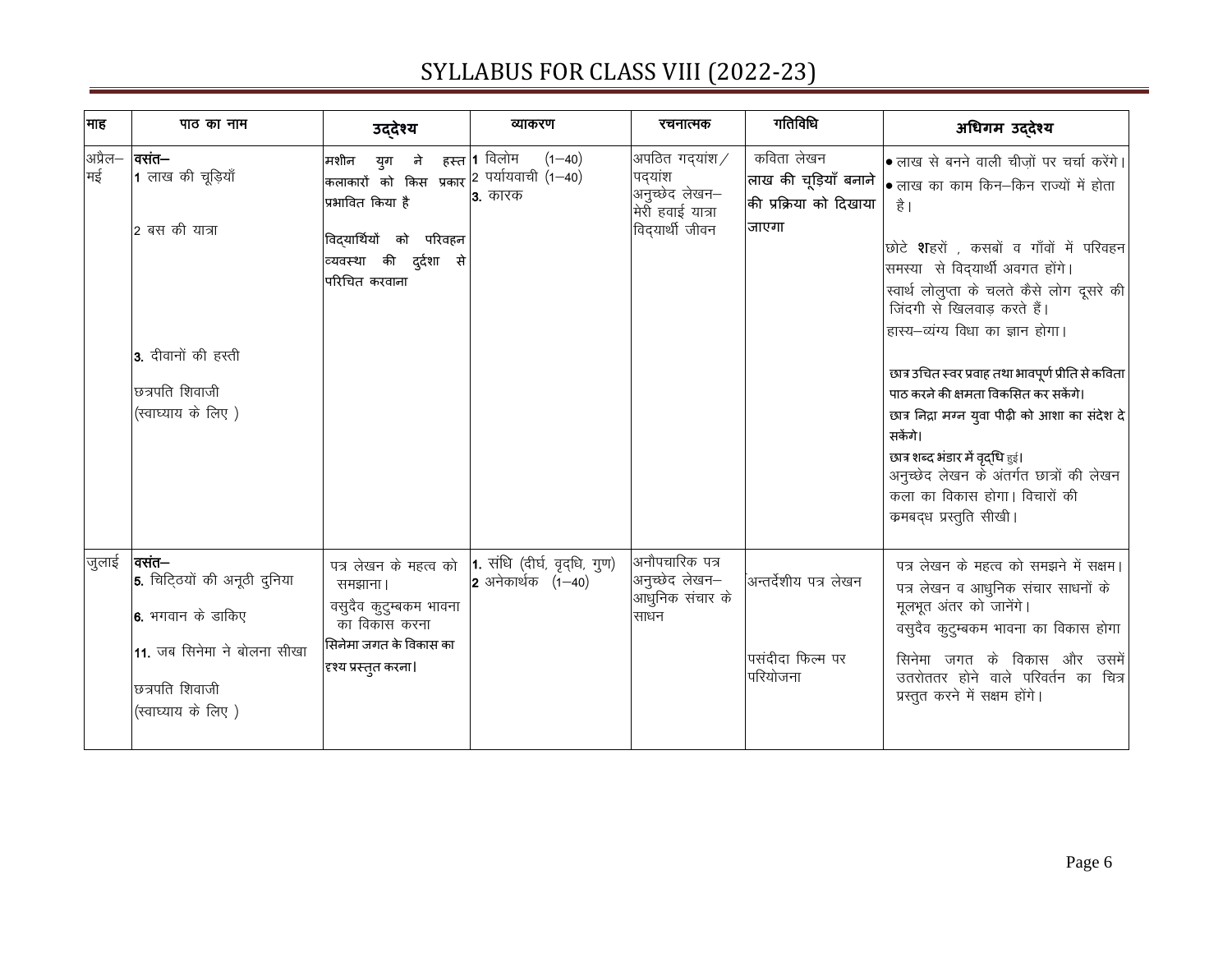# SYLLABUS FOR CLASS VIII (2022-23)

| माह | पाठ का नाम | उद्देश्य | व्याकरण | रचनात्मक | गतिविधि | अधिगम उद्देश्य |
|---|---|---|---|---|---|---|
| अप्रैल–मई | **वसंत–**<br>1 लाख की चूड़ियाँ<br><br>2 बस की यात्रा<br><br>3. दीवानों की हस्ती<br><br>छत्रपति शिवाजी<br>(स्वाध्याय के लिए ) | मशीन युग ने हस्त कलाकारों को किस प्रकार प्रभावित किया है<br><br>विद्यार्थियों को परिवहन व्यवस्था की दुर्दशा से परिचित करवाना | 1 विलोम (1–40)<br>2 पर्यायवाची (1–40)<br>3. कारक | अपठित गद्यांश / पद्यांश<br>अनुच्छेद लेखन– मेरी हवाई यात्रा<br>विद्यार्थी जीवन | कविता लेखन<br>लाख की चूड़ियाँ बनाने की प्रक्रिया को दिखाया जाएगा | • लाख से बनने वाली चीज़ों पर चर्चा करेंगे।<br>• लाख का काम किन–किन राज्यों में होता है।<br><br>छोटे शहरों , कसबों व गाँवों में परिवहन समस्या से विद्यार्थी अवगत होंगे।<br>स्वार्थ लोलुप्ता के चलते कैसे लोग दूसरे की जिंदगी से खिलवाड़ करते हैं।<br>हास्य–व्यंग्य विधा का ज्ञान होगा।<br><br>छात्र उचित स्वर प्रवाह तथा भावपूर्ण प्रीति से कविता पाठ करने की क्षमता विकसित कर सकेंगे।<br>छात्र निद्रा मग्न युवा पीढ़ी को आशा का संदेश दे सकेंगे।<br>छात्र शब्द भंडार में वृद्धि हुई।<br>अनुच्छेद लेखन के अंतर्गत छात्रों की लेखन कला का विकास होगा। विचारों की क्रमबद्ध प्रस्तुति सीखी। |
| जुलाई | **वसंत–**<br>5. चिट्ठियों की अनूठी दुनिया<br><br>6. भगवान के डाकिए<br><br>11. जब सिनेमा ने बोलना सीखा<br><br>छत्रपति शिवाजी<br>(स्वाध्याय के लिए ) | पत्र लेखन के महत्व को समझाना।<br>वसुदेव कुटुम्बकम भावना का विकास करना<br>सिनेमा जगत के विकास का दृश्य प्रस्तुत करना। | 1. संधि (दीर्घ, वृद्धि, गुण)<br>2 अनेकार्थक (1–40) | अनौपचारिक पत्र<br>अनुच्छेद लेखन– आधुनिक संचार के साधन | अन्तर्देशीय पत्र लेखन<br><br>पसंदीदा फिल्म पर परियोजना | पत्र लेखन के महत्व को समझने में सक्षम।<br>पत्र लेखन व आधुनिक संचार साधनों के मूलभूत अंतर को जानेंगे।<br>वसुदेव कुटुम्बकम भावना का विकास होगा<br>सिनेमा जगत के विकास और उसमें उतरोततर होने वाले परिवर्तन का चित्र प्रस्तुत करने में सक्षम होंगे। |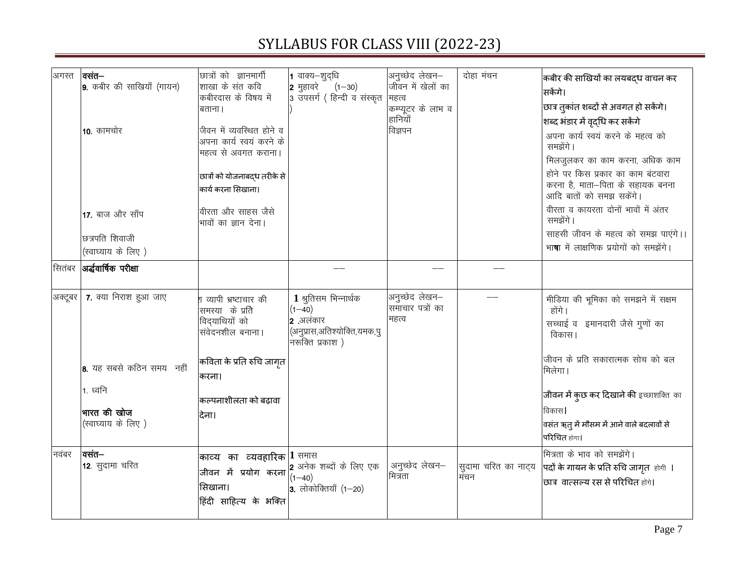# SYLLABUS FOR CLASS VIII (2022-23)

| अगस्त | **वसंत–**<br>**9.** कबीर की साखियाँ (गायन)<br><br>**10.** कामचोर<br><br>**17.** बाज और साँप<br><br>छत्रपति शिवाजी<br>(स्वाध्याय के लिए ) | छात्रों को ज्ञानमार्गी शाखा के संत कवि कबीरदास के विषय में बताना।<br><br>जीवन में व्यवस्थित होने व अपना कार्य स्वयं करने के महत्व से अवगत कराना।<br><br>छात्रों को योजनाबद्ध तरीके से कार्य करना सिखाना।<br><br>वीरता और साहस जैसे भावों का ज्ञान देना। | **1** वाक्य–शुद्धि<br>**2** मुहावरे (1–30)<br>3 उपसर्ग ( हिन्दी व संस्कृत ) | अनुच्छेद लेखन– जीवन में खेलों का महत्व<br>कम्प्यूटर के लाभ व हानियाँ<br>विज्ञापन | दोहा मंचन | **कबीर की साखियों का लयबद्ध वाचन कर सकेंगे।**<br>**छात्र तुकांत शब्दों से अवगत हो सकेंगे।**<br>**शब्द भंडार में वृद्धि कर सकेंगे**<br>अपना कार्य स्वयं करने के महत्व को समझेंगे।<br>मिलजुलकर का काम करना, अधिक काम होने पर किस प्रकार का काम बंटवारा करना है, माता–पिता के सहायक बनना आदि बातों को समझ सकेंगे।<br>वीरता व कायरता दोनों भावों में अंतर समझेंगे।<br>साहसी जीवन के महत्व को समझ पाएंगे।।<br>भाषा में लाक्षणिक प्रयोगों को समझेंगे। |
|---|---|---|---|---|---|---|
| सितंबर | **अर्द्धवार्षिक परीक्षा** | | –– | –– | –– | |
| अक्टूबर | **7.** क्या निराश हुआ जाए<br><br>**8.** यह सबसे कठिन समय नहीं<br><br>1. ध्वनि<br><br>**भारत की खोज**<br>(स्वाध्याय के लिए ) | व्यापी भ्रष्टाचार की समस्या के प्रति विद्यार्थियों को संवेदनशील बनाना।<br><br>**कविता के प्रति रुचि जागृत करना।**<br><br>**कल्पनाशीलता को बढ़ावा देना।** | **1** श्रुतिसम भिन्नार्थक (1–40)<br>**2** .अलंकार (अनुप्रास,अतिश्योक्ति,यमक,पुनरूक्ति प्रकाश ) | अनुच्छेद लेखन– समाचार पत्रों का महत्व | –– | मीडिया की भूमिका को समझने में सक्षम होंगे।<br>सच्चाई व इमानदारी जैसे गुणों का विकास।<br><br>जीवन के प्रति सकारात्मक सोच को बल मिलेगा।<br><br>**जीवन में कुछ कर दिखाने की** इच्छाशक्ति का विकास।<br>**वसंत ऋतु में मौसम में आने वाले बदलावों से परिचित** होगा। |
| नवंबर | **वसंत–**<br>**12.** सुदामा चरित | **काव्य का व्यवहारिक जीवन में प्रयोग करना सिखाना।**<br>**हिंदी साहित्य के भक्ति** | **1** समास<br>**2** अनेक शब्दों के लिए एक (1–40)<br>**3.** लोकोक्तियाँ (1–20) | अनुच्छेद लेखन– मित्रता | सुदामा चरित का नाट्य मंचन | मित्रता के भाव को समझेंगे।<br>**पदों के गायन के प्रति रुचि जागृत** होगी ।<br>**छात्र वात्सल्य रस से परिचित** होंगे। |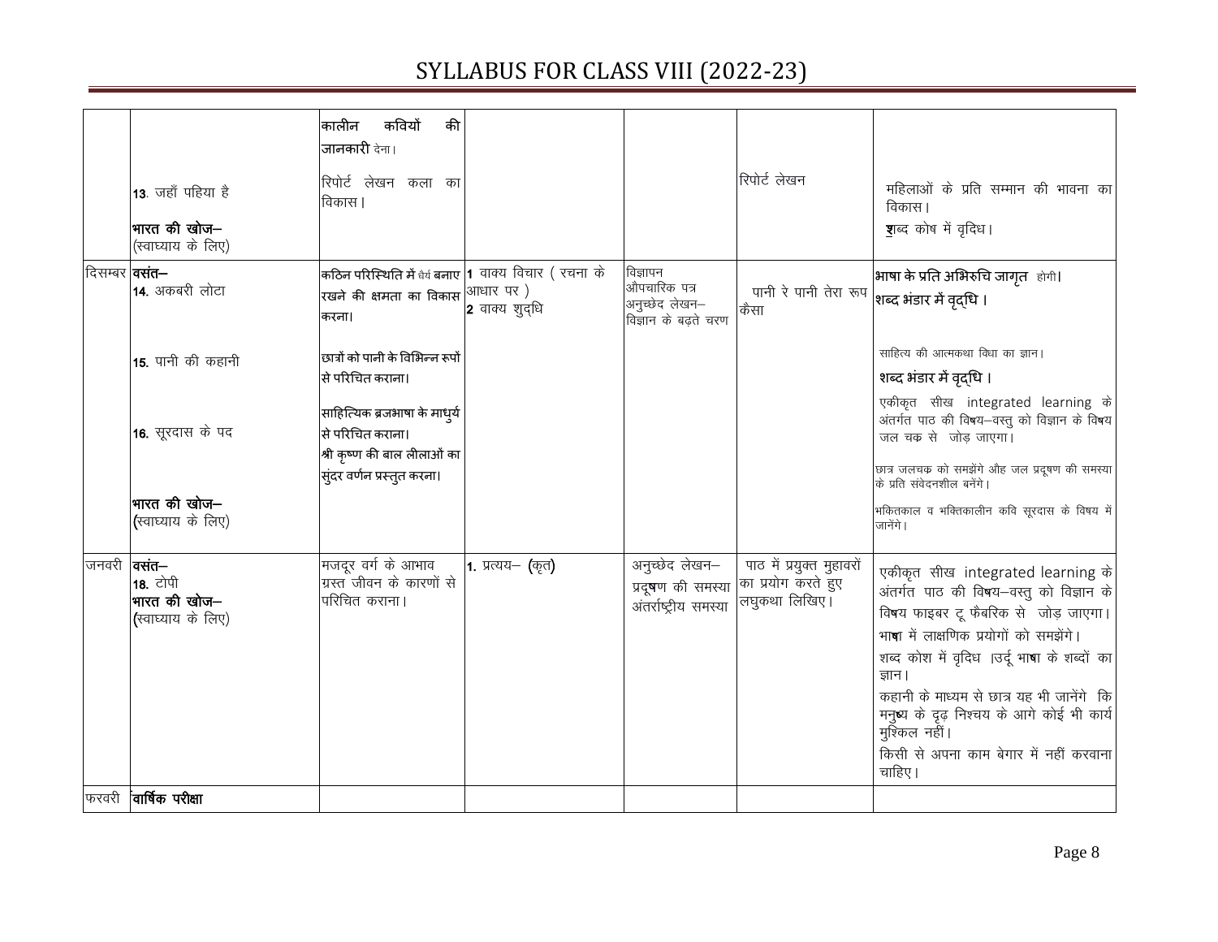# SYLLABUS FOR CLASS VIII (2022-23)

| | | | | | | |
|---|---|---|---|---|---|---|
| | 13. जहाँ पहिया है<br><br>**भारत की खोज–**<br>(स्वाध्याय के लिए) | कालीन कवियों की जानकारी देना।<br><br>रिपोर्ट लेखन कला का विकास। | | | रिपोर्ट लेखन | महिलाओं के प्रति सम्मान की भावना का विकास।<br>शब्द कोष में वृदिध। |
| दिसम्बर | **वसंत–**<br>14. अकबरी लोटा<br><br>15. पानी की कहानी<br><br>16. सूरदास के पद<br><br>**भारत की खोज–**<br>(स्वाध्याय के लिए) | कठिन परिस्थिति में धैर्य बनाए रखने की क्षमता का विकास करना।<br><br>छात्रों को पानी के विभिन्न रूपों से परिचित कराना।<br><br>साहित्यिक ब्रजभाषा के माधुर्य से परिचित कराना।<br>श्री कृष्ण की बाल लीलाओं का सुंदर वर्णन प्रस्तुत करना। | 1 वाक्य विचार ( रचना के आधार पर )<br>2 वाक्य शुद्धि | विज्ञापन<br>औपचारिक पत्र<br>अनुच्छेद लेखन– विज्ञान के बढ़ते चरण | पानी रे पानी तेरा रूप कैसा | **भाषा के प्रति अभिरुचि जागृत** होगी।<br>**शब्द भंडार में वृद्धि।**<br><br>साहित्य की आत्मकथा विधा का ज्ञान।<br>**शब्द भंडार में वृद्धि।**<br>एकीकृत सीख integrated learning के अंतर्गत पाठ की विषय–वस्तु को विज्ञान के विषय जल चक्र से जोड़ जाएगा।<br>छात्र जलचक्र को समझेंगे औह जल प्रदूषण की समस्या के प्रति संवेदनशील बनेंगे।<br>भक्तिकाल व भक्तिकालीन कवि सूरदास के विषय में जानेंगे। |
| जनवरी | **वसंत–**<br>18. टोपी<br>**भारत की खोज–**<br>(स्वाध्याय के लिए) | मजदूर वर्ग के आभाव ग्रस्त जीवन के कारणों से परिचित कराना। | 1. प्रत्यय– (कृत) | अनुच्छेद लेखन–<br>प्रदूषण की समस्या अंतर्राष्ट्रीय समस्या | पाठ में प्रयुक्त मुहावरों का प्रयोग करते हुए लघुकथा लिखिए। | एकीकृत सीख integrated learning के अंतर्गत पाठ की विषय–वस्तु को विज्ञान के विषय फाइबर टू फैबरिक से जोड़ जाएगा।<br>भाषा में लाक्षणिक प्रयोगों को समझेंगे।<br>शब्द कोश में वृदिध ।उर्दू भाषा के शब्दों का ज्ञान।<br>कहानी के माध्यम से छात्र यह भी जानेंगे कि मनुष्य के दृढ़ निश्चय के आगे कोई भी कार्य मुश्किल नहीं।<br>किसी से अपना काम बेगार में नहीं करवाना चाहिए। |
| फरवरी | **वार्षिक परीक्षा** | | | | | |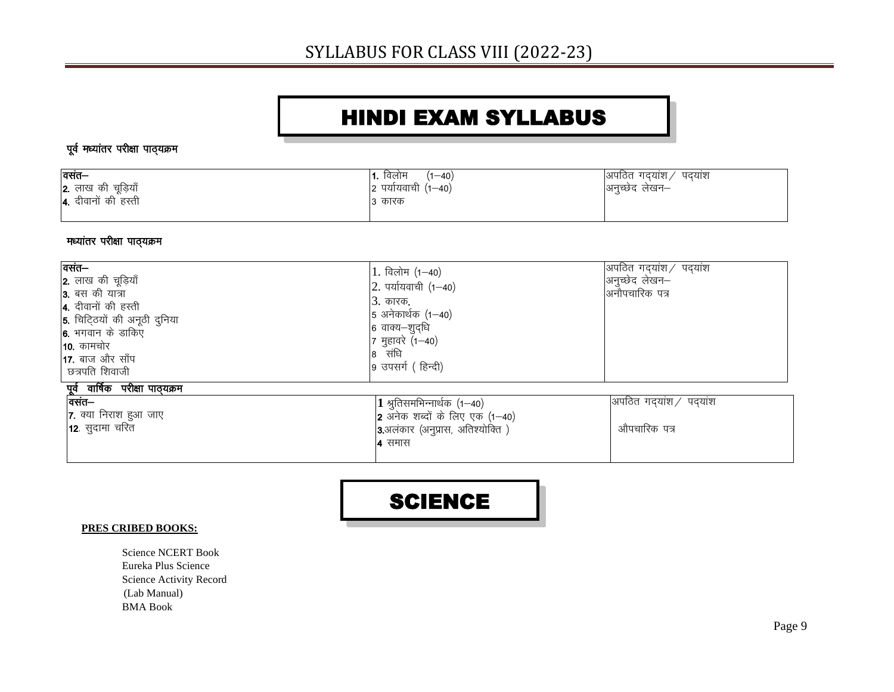# HINDI EXAM SYLLABUS

**पूर्व मध्यांतर परीक्षा पाठ्यक्रम**

| | | |
|---|---|---|
| वसंत–<br>2. लाख की चूड़ियाँ<br>4. दीवानों की हस्ती | 1. विलोम (1–40)<br>2 पर्यायवाची (1–40)<br>3 कारक | अपठित गद्यांश / पद्यांश<br>अनुच्छेद लेखन– |

**मध्यांतर परीक्षा पाठ्यक्रम**

| | | |
|---|---|---|
| वसंत–<br>2. लाख की चूड़ियाँ<br>3. बस की यात्रा<br>4. दीवानों की हस्ती<br>5. चिट्ठियों की अनूठी दुनिया<br>6. भगवान के डाकिए<br>10. कामचोर<br>17. बाज और साँप<br>छत्रपति शिवाजी | 1. विलोम (1–40)<br>2. पर्यायवाची (1–40)<br>3. कारक.<br>5 अनेकार्थक (1–40)<br>6 वाक्य–शुद्धि<br>7 मुहावरे (1–40)<br>8 संधि<br>9 उपसर्ग ( हिन्दी) | अपठित गद्यांश / पद्यांश<br>अनुच्छेद लेखन–<br>अनौपचारिक पत्र |

**पूर्व वार्षिक परीक्षा पाठ्यक्रम**

| | | |
|---|---|---|
| वसंत–<br>7. क्या निराश हुआ जाए<br>12. सुदामा चरित | 1 श्रुतिसमभिन्नार्थक (1–40)<br>2 अनेक शब्दों के लिए एक (1–40)<br>3.अलंकार (अनुप्रास, अतिश्योक्ति )<br>4 समास | अपठित गद्यांश / पद्यांश<br><br>औपचारिक पत्र |

# SCIENCE

**PRES CRIBED BOOKS:**

Science NCERT Book
Eureka Plus Science
Science Activity Record
(Lab Manual)
BMA Book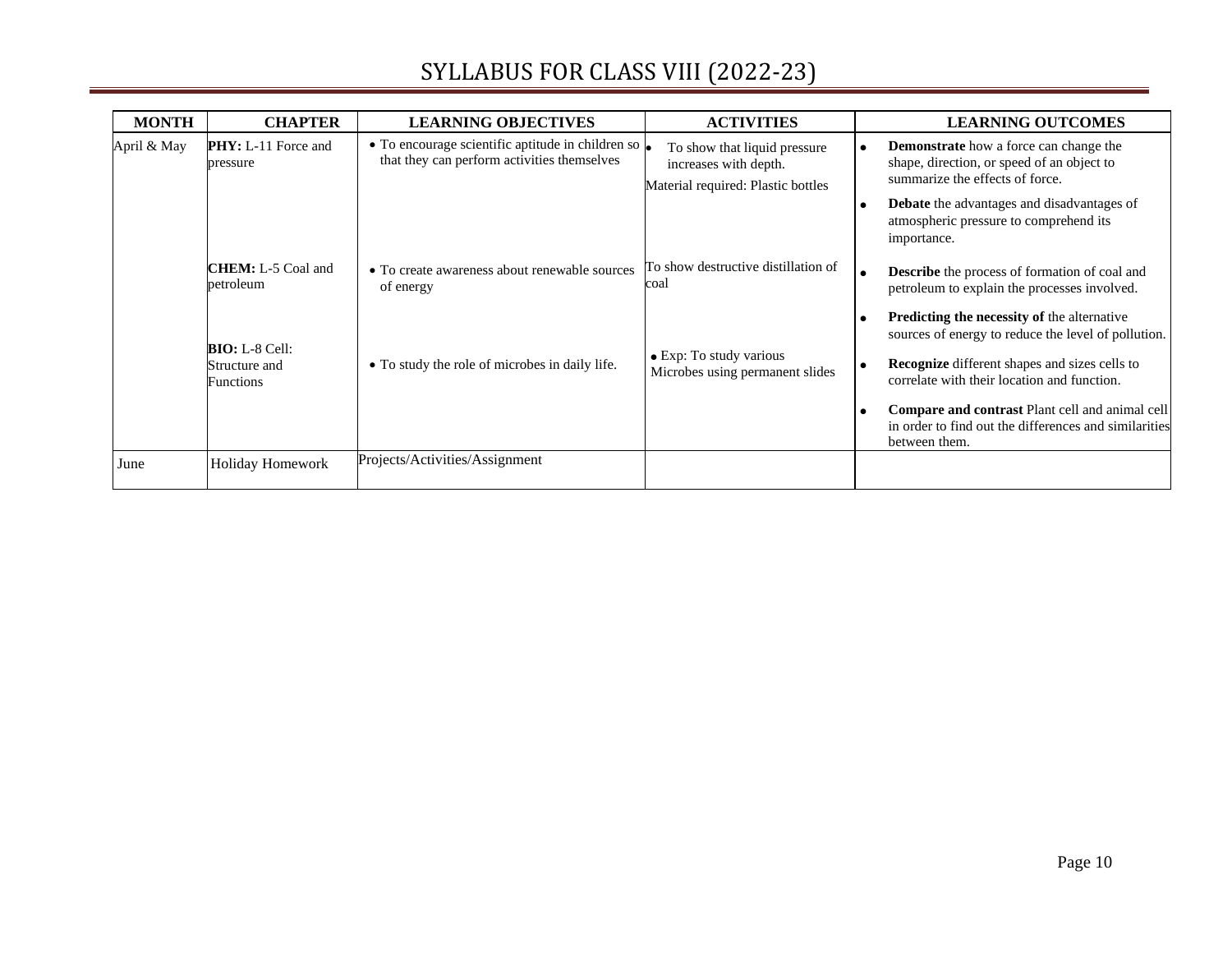# SYLLABUS FOR CLASS VIII (2022-23)

| MONTH | CHAPTER | LEARNING OBJECTIVES | ACTIVITIES | LEARNING OUTCOMES |
|---|---|---|---|---|
| April & May | **PHY:** L-11 Force and pressure | • To encourage scientific aptitude in children so that they can perform activities themselves | • To show that liquid pressure increases with depth.<br>Material required: Plastic bottles | • **Demonstrate** how a force can change the shape, direction, or speed of an object to summarize the effects of force.<br>• **Debate** the advantages and disadvantages of atmospheric pressure to comprehend its importance. |
| | **CHEM:** L-5 Coal and petroleum | • To create awareness about renewable sources of energy | To show destructive distillation of coal | • **Describe** the process of formation of coal and petroleum to explain the processes involved.<br>• **Predicting the necessity of** the alternative sources of energy to reduce the level of pollution. |
| | **BIO:** L-8 Cell: Structure and Functions | • To study the role of microbes in daily life. | • Exp: To study various Microbes using permanent slides | • **Recognize** different shapes and sizes cells to correlate with their location and function.<br>• **Compare and contrast** Plant cell and animal cell in order to find out the differences and similarities between them. |
| June | Holiday Homework | Projects/Activities/Assignment | | |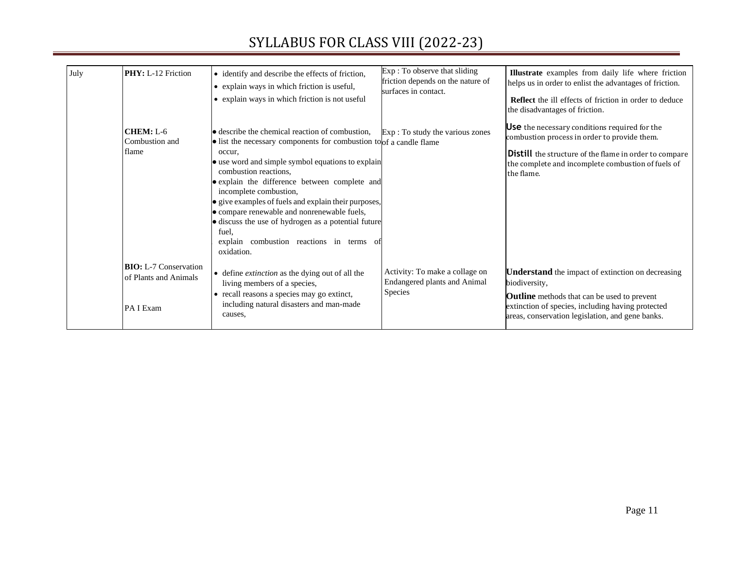# SYLLABUS FOR CLASS VIII (2022-23)

| | | | | |
|---|---|---|---|---|
| July | **PHY:** L-12 Friction | • identify and describe the effects of friction,<br>• explain ways in which friction is useful,<br>• explain ways in which friction is not useful | Exp : To observe that sliding friction depends on the nature of surfaces in contact. | **Illustrate** examples from daily life where friction helps us in order to enlist the advantages of friction.<br>**Reflect** the ill effects of friction in order to deduce the disadvantages of friction. |
| | **CHEM:** L-6 Combustion and flame | • describe the chemical reaction of combustion,<br>• list the necessary components for combustion to occur,<br>• use word and simple symbol equations to explain combustion reactions,<br>• explain the difference between complete and incomplete combustion,<br>• give examples of fuels and explain their purposes,<br>• compare renewable and nonrenewable fuels,<br>• discuss the use of hydrogen as a potential future fuel,<br>explain combustion reactions in terms of oxidation. | Exp : To study the various zones of a candle flame | **Use** the necessary conditions required for the combustion process in order to provide them.<br>**Distill** the structure of the flame in order to compare the complete and incomplete combustion of fuels of the flame. |
| | **BIO:** L-7 Conservation of Plants and Animals<br><br>PA I Exam | • define *extinction* as the dying out of all the living members of a species,<br>• recall reasons a species may go extinct, including natural disasters and man-made causes, | Activity: To make a collage on Endangered plants and Animal Species | **Understand** the impact of extinction on decreasing biodiversity,<br>**Outline** methods that can be used to prevent extinction of species, including having protected areas, conservation legislation, and gene banks. |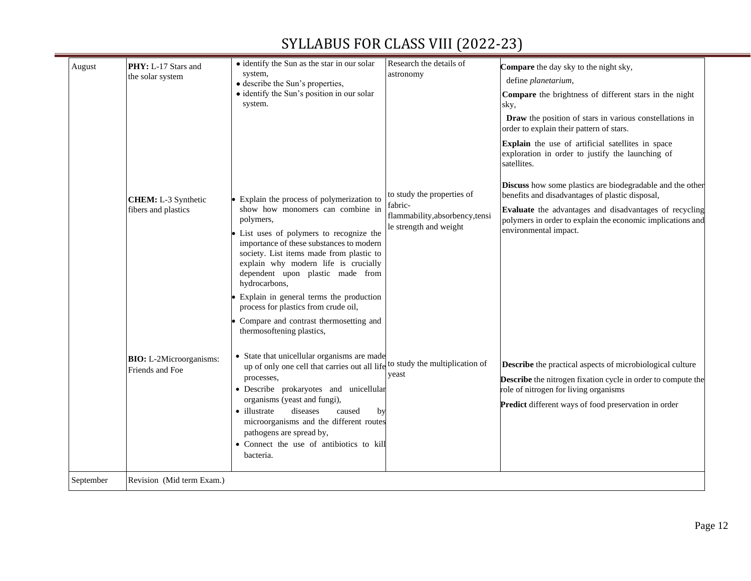# SYLLABUS FOR CLASS VIII (2022-23)

| | | | | |
|---|---|---|---|---|
| August | **PHY:** L-17 Stars and the solar system | • identify the Sun as the star in our solar system,<br>• describe the Sun's properties,<br>• identify the Sun's position in our solar system. | Research the details of astronomy | **Compare** the day sky to the night sky,<br>define *planetarium*,<br>**Compare** the brightness of different stars in the night sky,<br>**Draw** the position of stars in various constellations in order to explain their pattern of stars.<br>**Explain** the use of artificial satellites in space exploration in order to justify the launching of satellites. |
| | **CHEM:** L-3 Synthetic fibers and plastics | • Explain the process of polymerization to show how monomers can combine in polymers,<br>• List uses of polymers to recognize the importance of these substances to modern society. List items made from plastic to explain why modern life is crucially dependent upon plastic made from hydrocarbons,<br>• Explain in general terms the production process for plastics from crude oil,<br>• Compare and contrast thermosetting and thermosoftening plastics, | to study the properties of fabric- flammability,absorbency,tensile strength and weight | **Discuss** how some plastics are biodegradable and the other benefits and disadvantages of plastic disposal,<br>**Evaluate** the advantages and disadvantages of recycling polymers in order to explain the economic implications and environmental impact. |
| | **BIO:** L-2Microorganisms: Friends and Foe | • State that unicellular organisms are made up of only one cell that carries out all life processes,<br>• Describe prokaryotes and unicellular organisms (yeast and fungi),<br>• illustrate diseases caused by microorganisms and the different routes pathogens are spread by,<br>• Connect the use of antibiotics to kill bacteria. | to study the multiplication of yeast | **Describe** the practical aspects of microbiological culture<br>**Describe** the nitrogen fixation cycle in order to compute the role of nitrogen for living organisms<br>**Predict** different ways of food preservation in order |
| September | Revision (Mid term Exam.) | | | |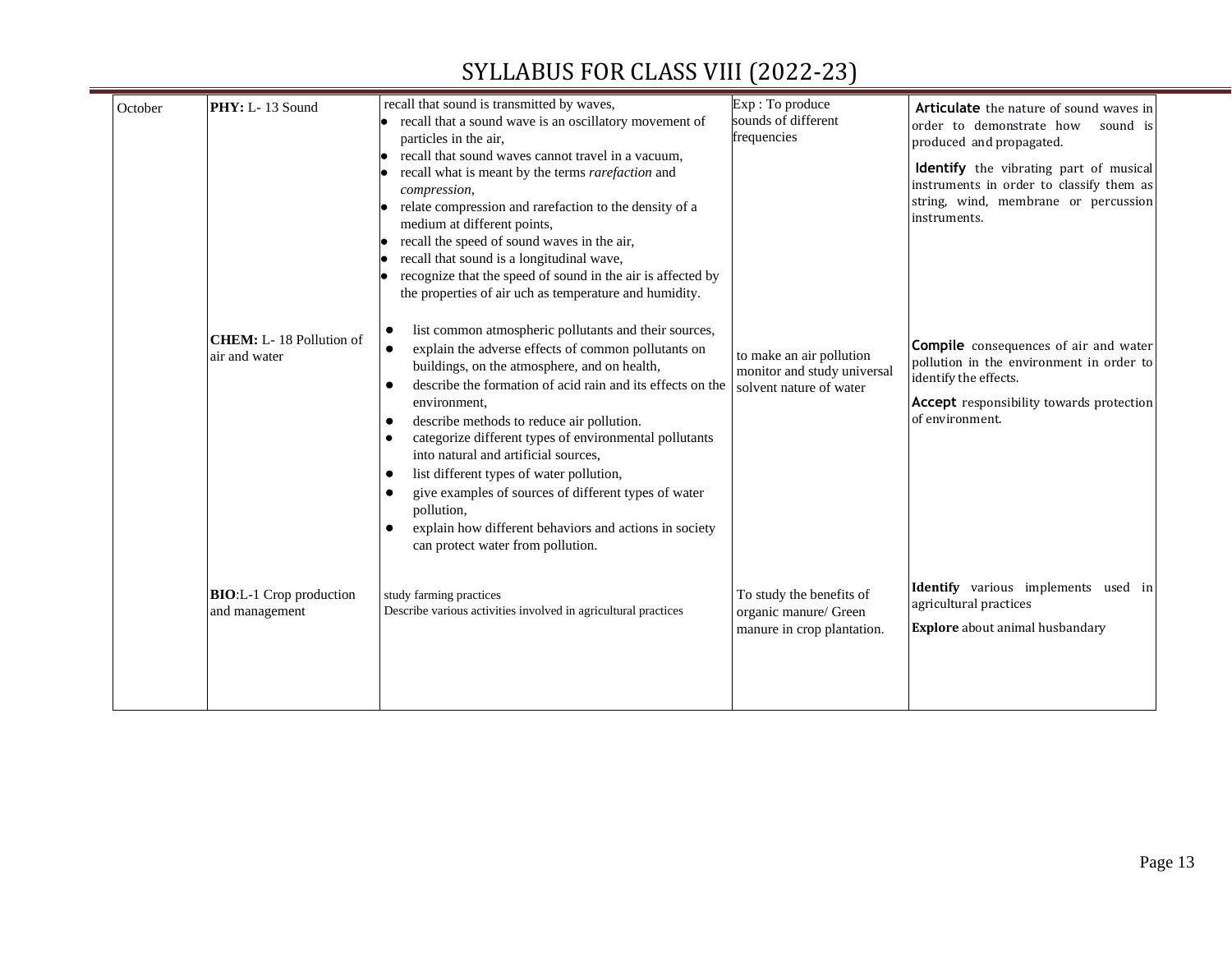# SYLLABUS FOR CLASS VIII (2022-23)

| October | PHY: L- 13 Sound | recall that sound is transmitted by waves,<br>• recall that a sound wave is an oscillatory movement of particles in the air,<br>• recall that sound waves cannot travel in a vacuum,<br>• recall what is meant by the terms *rarefaction* and *compression*,<br>• relate compression and rarefaction to the density of a medium at different points,<br>• recall the speed of sound waves in the air,<br>• recall that sound is a longitudinal wave,<br>• recognize that the speed of sound in the air is affected by the properties of air uch as temperature and humidity. | Exp : To produce sounds of different frequencies | **Articulate** the nature of sound waves in order to demonstrate how sound is produced and propagated.<br>**Identify** the vibrating part of musical instruments in order to classify them as string, wind, membrane or percussion instruments. |
|---|---|---|---|---|
| | **CHEM:** L- 18 Pollution of air and water | • list common atmospheric pollutants and their sources,<br>• explain the adverse effects of common pollutants on buildings, on the atmosphere, and on health,<br>• describe the formation of acid rain and its effects on the environment,<br>• describe methods to reduce air pollution.<br>• categorize different types of environmental pollutants into natural and artificial sources,<br>• list different types of water pollution,<br>• give examples of sources of different types of water pollution,<br>• explain how different behaviors and actions in society can protect water from pollution. | to make an air pollution monitor and study universal solvent nature of water | **Compile** consequences of air and water pollution in the environment in order to identify the effects.<br>**Accept** responsibility towards protection of environment. |
| | **BIO**:L-1 Crop production and management | study farming practices<br>Describe various activities involved in agricultural practices | To study the benefits of organic manure/ Green manure in crop plantation. | **Identify** various implements used in agricultural practices<br>**Explore** about animal husbandary |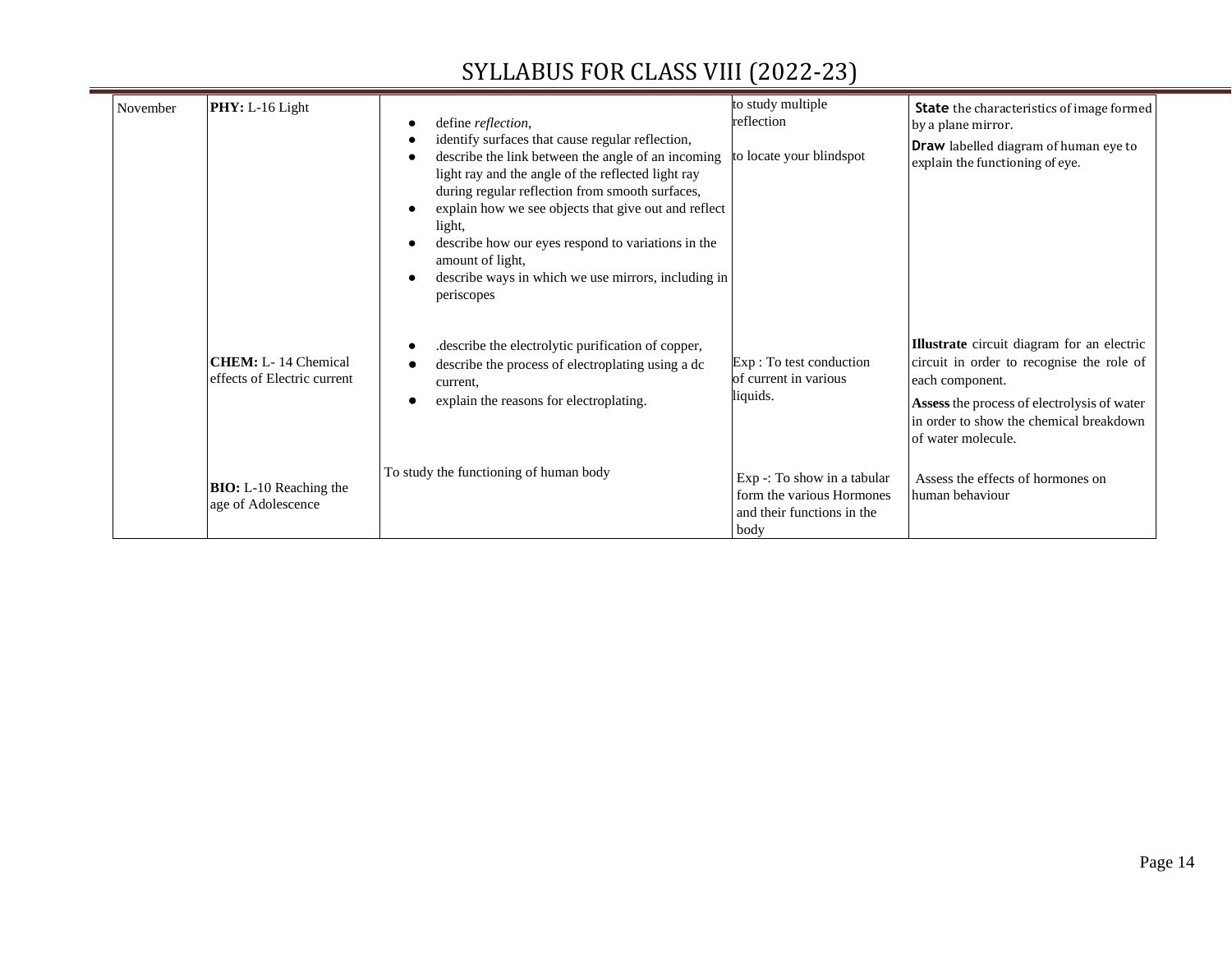# SYLLABUS FOR CLASS VIII (2022-23)

| | | | | |
|---|---|---|---|---|
| November | **PHY:** L-16 Light | • define *reflection*,<br>• identify surfaces that cause regular reflection,<br>• describe the link between the angle of an incoming light ray and the angle of the reflected light ray during regular reflection from smooth surfaces,<br>• explain how we see objects that give out and reflect light,<br>• describe how our eyes respond to variations in the amount of light,<br>• describe ways in which we use mirrors, including in periscopes | to study multiple reflection<br><br>to locate your blindspot | **State** the characteristics of image formed by a plane mirror.<br>**Draw** labelled diagram of human eye to explain the functioning of eye. |
| | **CHEM:** L- 14 Chemical effects of Electric current | • .describe the electrolytic purification of copper,<br>• describe the process of electroplating using a dc current,<br>• explain the reasons for electroplating. | Exp : To test conduction of current in various liquids. | **Illustrate** circuit diagram for an electric circuit in order to recognise the role of each component.<br>**Assess** the process of electrolysis of water in order to show the chemical breakdown of water molecule. |
| | **BIO:** L-10 Reaching the age of Adolescence | To study the functioning of human body | Exp -: To show in a tabular form the various Hormones and their functions in the body | Assess the effects of hormones on human behaviour |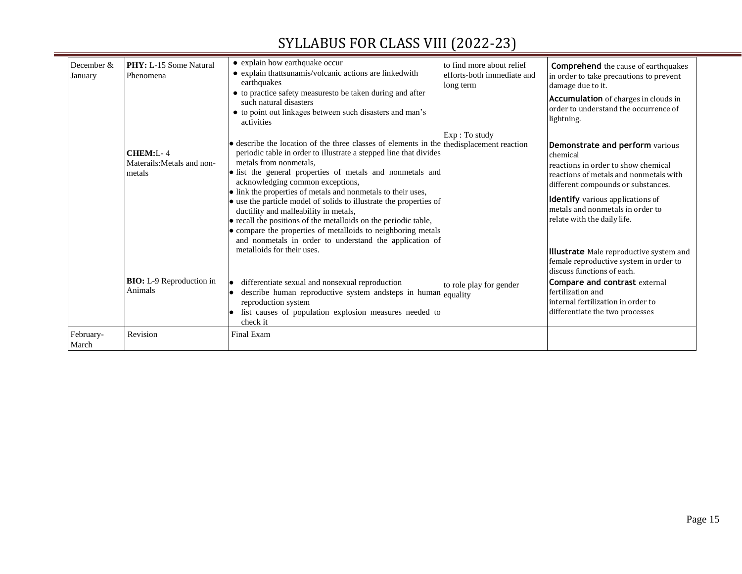# SYLLABUS FOR CLASS VIII (2022-23)

| | | | | |
|---|---|---|---|---|
| December & January | **PHY:** L-15 Some Natural Phenomena | • explain how earthquake occur<br>• explain thattsunamis/volcanic actions are linkedwith earthquakes<br>• to practice safety measuresto be taken during and after such natural disasters<br>• to point out linkages between such disasters and man's activities | to find more about relief efforts-both immediate and long term | **Comprehend** the cause of earthquakes in order to take precautions to prevent damage due to it.<br>**Accumulation** of charges in clouds in order to understand the occurrence of lightning. |
| | **CHEM:**L- 4 Materails:Metals and non-metals | • describe the location of the three classes of elements in the periodic table in order to illustrate a stepped line that divides metals from nonmetals,<br>• list the general properties of metals and nonmetals and acknowledging common exceptions,<br>• link the properties of metals and nonmetals to their uses,<br>• use the particle model of solids to illustrate the properties of ductility and malleability in metals,<br>• recall the positions of the metalloids on the periodic table,<br>• compare the properties of metalloids to neighboring metals and nonmetals in order to understand the application of metalloids for their uses. | Exp : To study thedisplacement reaction | **Demonstrate and perform** various chemical reactions in order to show chemical reactions of metals and nonmetals with different compounds or substances.<br>**Identify** various applications of metals and nonmetals in order to relate with the daily life. |
| | **BIO:** L-9 Reproduction in Animals | • differentiate sexual and nonsexual reproduction<br>• describe human reproductive system andsteps in human reproduction system<br>• list causes of population explosion measures needed to check it | to role play for gender equality | **Illustrate** Male reproductive system and female reproductive system in order to discuss functions of each.<br>**Compare and contrast** external fertilization and internal fertilization in order to differentiate the two processes |
| February-March | Revision | Final Exam | | |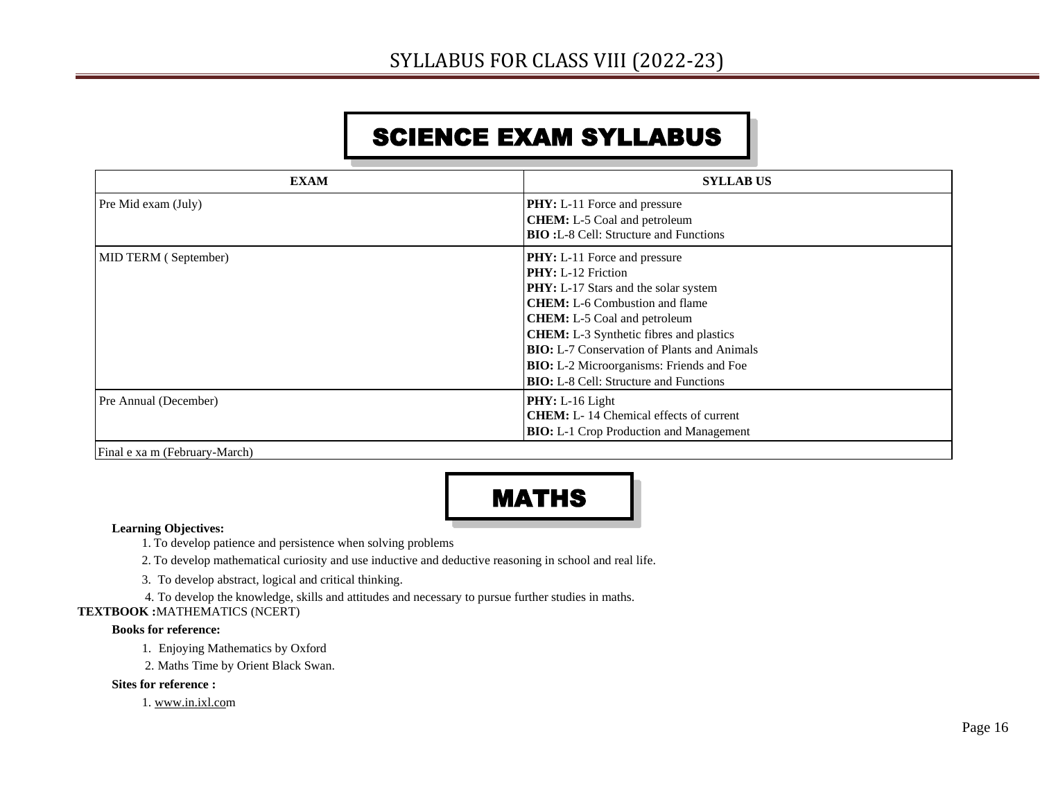# SCIENCE EXAM SYLLABUS

| EXAM | SYLLAB US |
|---|---|
| Pre Mid exam (July) | **PHY:** L-11 Force and pressure<br>**CHEM:** L-5 Coal and petroleum<br>**BIO :**L-8 Cell: Structure and Functions |
| MID TERM ( September) | **PHY:** L-11 Force and pressure<br>**PHY:** L-12 Friction<br>**PHY:** L-17 Stars and the solar system<br>**CHEM:** L-6 Combustion and flame<br>**CHEM:** L-5 Coal and petroleum<br>**CHEM:** L-3 Synthetic fibres and plastics<br>**BIO:** L-7 Conservation of Plants and Animals<br>**BIO:** L-2 Microorganisms: Friends and Foe<br>**BIO:** L-8 Cell: Structure and Functions |
| Pre Annual (December) | **PHY:** L-16 Light<br>**CHEM:** L- 14 Chemical effects of current<br>**BIO:** L-1 Crop Production and Management |
| Final e xa m (February-March) | |

# MATHS

**Learning Objectives:**

1. To develop patience and persistence when solving problems
2. To develop mathematical curiosity and use inductive and deductive reasoning in school and real life.
3. To develop abstract, logical and critical thinking.
4. To develop the knowledge, skills and attitudes and necessary to pursue further studies in maths.

**TEXTBOOK :**MATHEMATICS (NCERT)

**Books for reference:**

1. Enjoying Mathematics by Oxford
2. Maths Time by Orient Black Swan.

**Sites for reference :**

1. www.in.ixl.com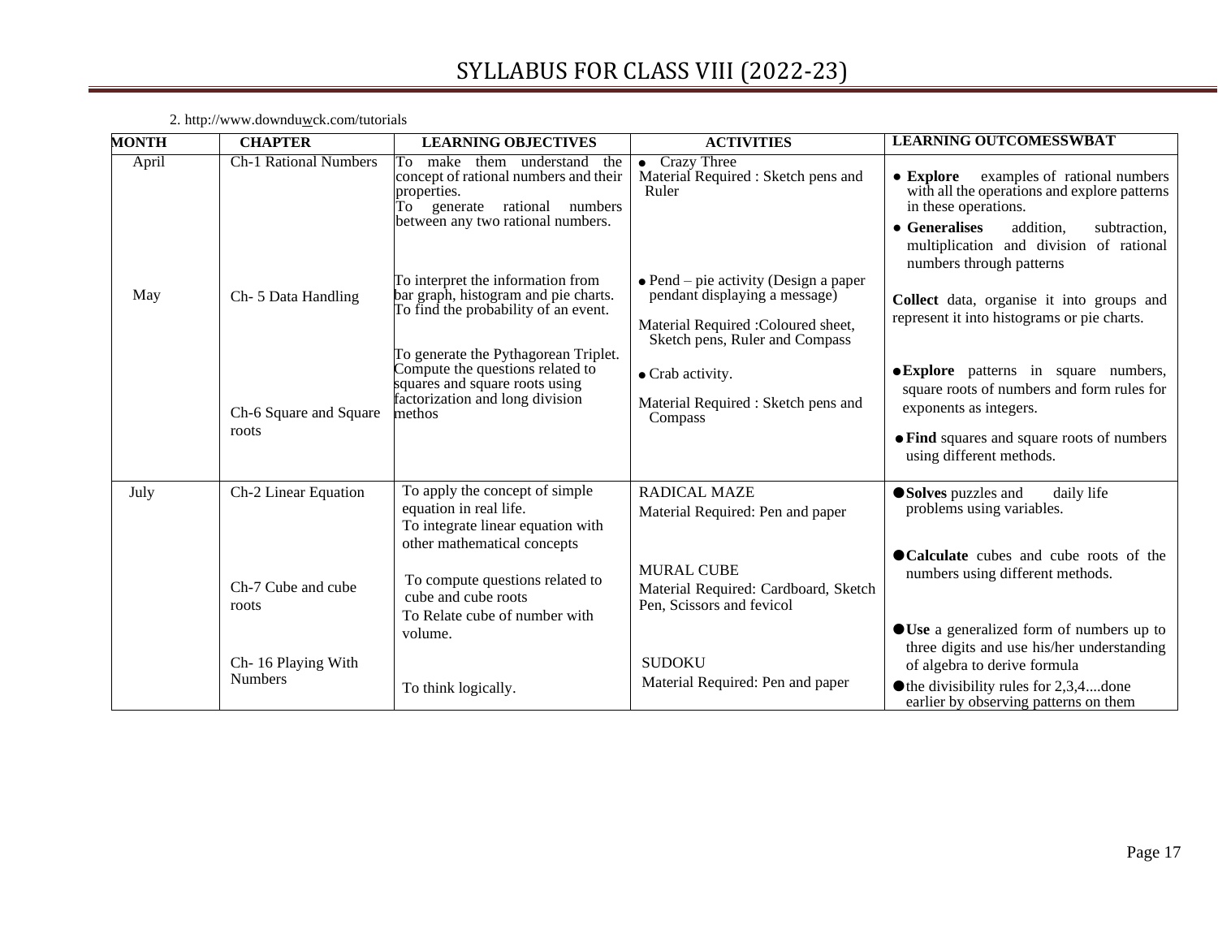# SYLLABUS FOR CLASS VIII (2022-23)

2. http://www.downduwck.com/tutorials

| MONTH | CHAPTER | LEARNING OBJECTIVES | ACTIVITIES | LEARNING OUTCOMESSWBAT |
|---|---|---|---|---|
| April | Ch-1 Rational Numbers | To make them understand the concept of rational numbers and their properties.<br>To generate rational numbers between any two rational numbers. | • Crazy Three<br>Material Required : Sketch pens and Ruler | • **Explore** examples of rational numbers with all the operations and explore patterns in these operations.<br>• **Generalises** addition, subtraction, multiplication and division of rational numbers through patterns |
| May | Ch- 5 Data Handling | To interpret the information from bar graph, histogram and pie charts.<br>To find the probability of an event. | • Pend – pie activity (Design a paper pendant displaying a message)<br>Material Required :Coloured sheet, Sketch pens, Ruler and Compass | **Collect** data, organise it into groups and represent it into histograms or pie charts. |
| | Ch-6 Square and Square roots | To generate the Pythagorean Triplet.<br>Compute the questions related to squares and square roots using factorization and long division methos | • Crab activity.<br>Material Required : Sketch pens and Compass | • **Explore** patterns in square numbers, square roots of numbers and form rules for exponents as integers.<br>• **Find** squares and square roots of numbers using different methods. |
| July | Ch-2 Linear Equation | To apply the concept of simple equation in real life.<br>To integrate linear equation with other mathematical concepts | RADICAL MAZE<br>Material Required: Pen and paper | • **Solves** puzzles and daily life problems using variables. |
| | Ch-7 Cube and cube roots | To compute questions related to cube and cube roots<br>To Relate cube of number with volume. | MURAL CUBE<br>Material Required: Cardboard, Sketch Pen, Scissors and fevicol | • **Calculate** cubes and cube roots of the numbers using different methods. |
| | Ch- 16 Playing With Numbers | To think logically. | SUDOKU<br>Material Required: Pen and paper | • **Use** a generalized form of numbers up to three digits and use his/her understanding of algebra to derive formula<br>• the divisibility rules for 2,3,4....done earlier by observing patterns on them |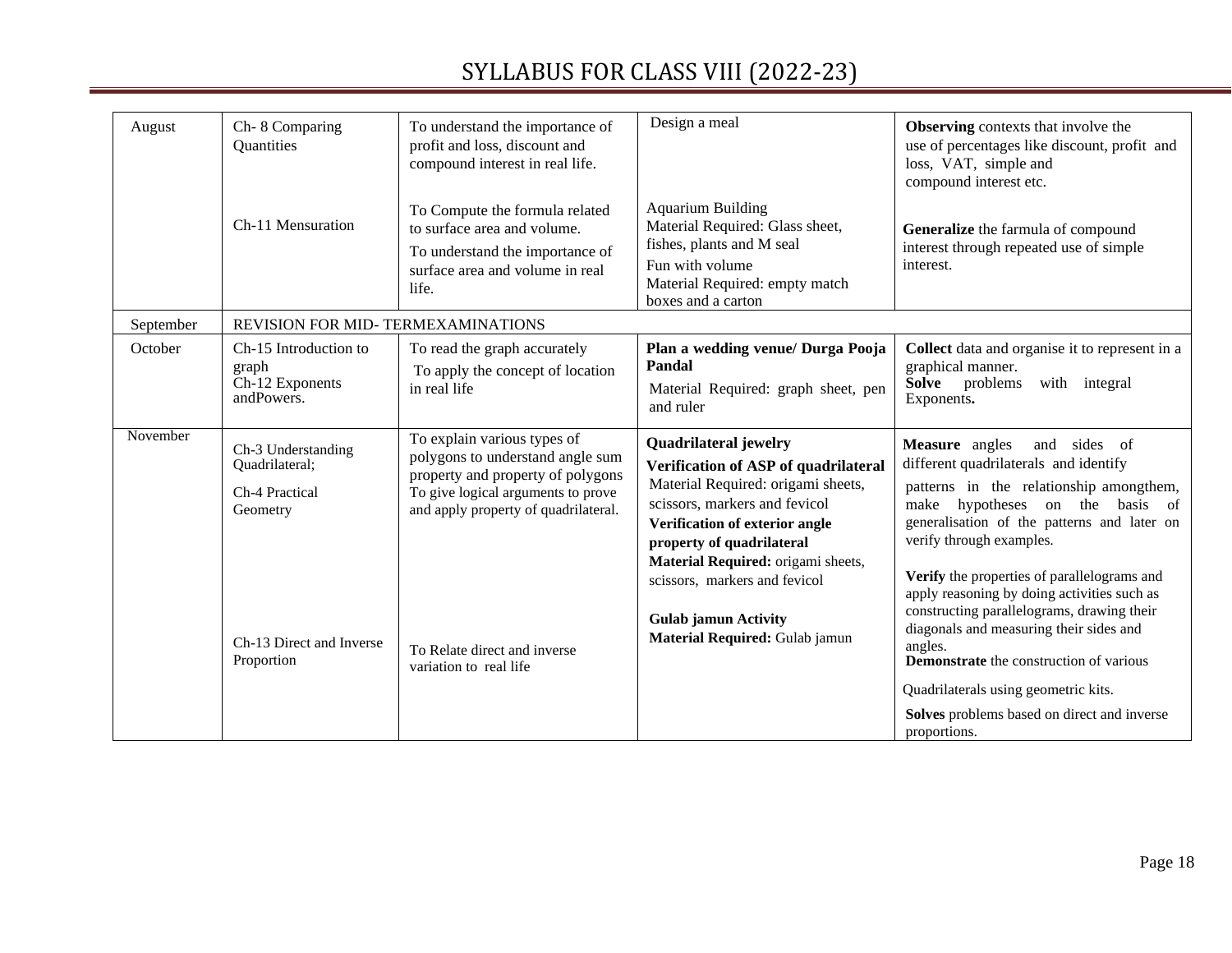# SYLLABUS FOR CLASS VIII (2022-23)

| | | | | |
|---|---|---|---|---|
| August | Ch- 8 Comparing Quantities<br><br>Ch-11 Mensuration | To understand the importance of profit and loss, discount and compound interest in real life.<br><br>To Compute the formula related to surface area and volume.<br>To understand the importance of surface area and volume in real life. | Design a meal<br><br>Aquarium Building<br>Material Required: Glass sheet, fishes, plants and M seal<br>Fun with volume<br>Material Required: empty match boxes and a carton | **Observing** contexts that involve the use of percentages like discount, profit and loss, VAT, simple and compound interest etc.<br><br>**Generalize** the farmula of compound interest through repeated use of simple interest. |
| September | REVISION FOR MID- TERMEXAMINATIONS | | | |
| October | Ch-15 Introduction to graph<br>Ch-12 Exponents andPowers. | To read the graph accurately<br>To apply the concept of location in real life | **Plan a wedding venue/ Durga Pooja Pandal**<br>Material Required: graph sheet, pen and ruler | **Collect** data and organise it to represent in a graphical manner.<br>**Solve** problems with integral Exponents**.** |
| November | Ch-3 Understanding Quadrilateral;<br>Ch-4 Practical Geometry<br><br>Ch-13 Direct and Inverse Proportion | To explain various types of polygons to understand angle sum property and property of polygons<br>To give logical arguments to prove and apply property of quadrilateral.<br><br>To Relate direct and inverse variation to real life | **Quadrilateral jewelry**<br>**Verification of ASP of quadrilateral**<br>Material Required: origami sheets, scissors, markers and fevicol<br>**Verification of exterior angle property of quadrilateral**<br>**Material Required:** origami sheets, scissors, markers and fevicol<br><br>**Gulab jamun Activity**<br>**Material Required:** Gulab jamun | **Measure** angles and sides of different quadrilaterals and identify patterns in the relationship amongthem, make hypotheses on the basis of generalisation of the patterns and later on verify through examples.<br><br>**Verify** the properties of parallelograms and apply reasoning by doing activities such as constructing parallelograms, drawing their diagonals and measuring their sides and angles.<br>**Demonstrate** the construction of various Quadrilaterals using geometric kits.<br>**Solves** problems based on direct and inverse proportions. |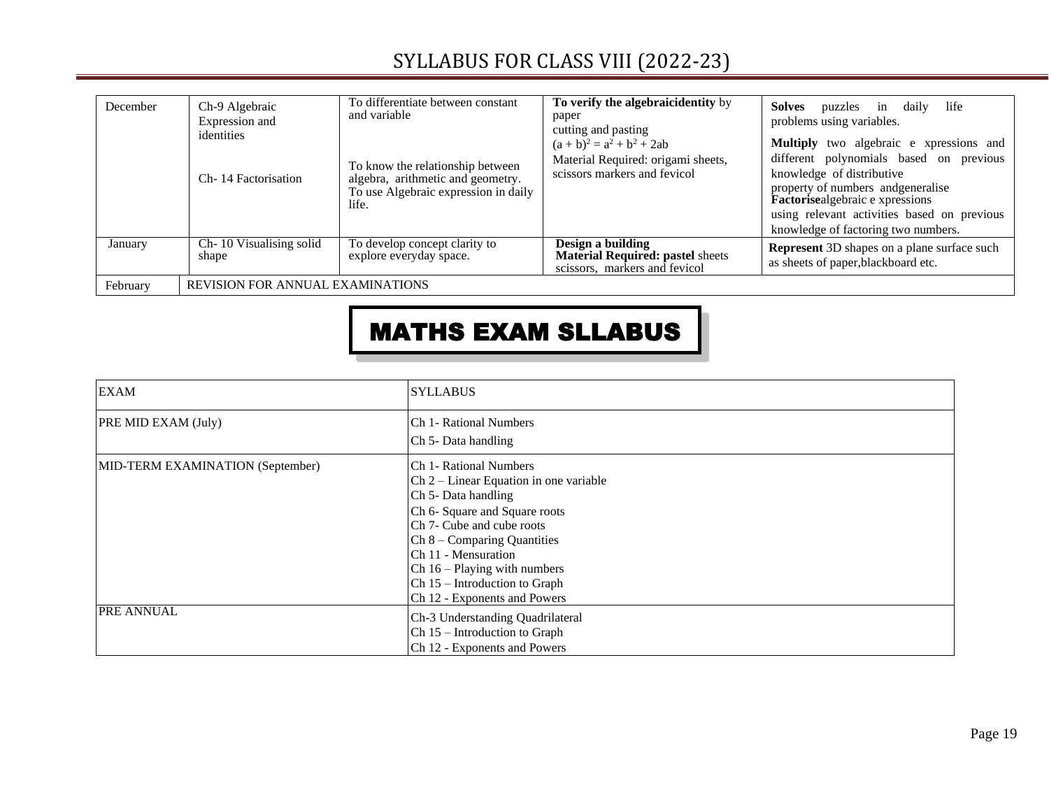# SYLLABUS FOR CLASS VIII (2022-23)

| | | | | |
|---|---|---|---|---|
| December | Ch-9 Algebraic Expression and identities<br><br>Ch- 14 Factorisation | To differentiate between constant and variable<br><br>To know the relationship between algebra, arithmetic and geometry. To use Algebraic expression in daily life. | **To verify the algebraicidentity** by paper cutting and pasting $(a + b)^2 = a^2 + b^2 + 2ab$<br>Material Required: origami sheets, scissors markers and fevicol | **Solves** puzzles in daily life problems using variables.<br>**Multiply** two algebraic e xpressions and different polynomials based on previous knowledge of distributive property of numbers andgeneralise **Factorise**algebraic e xpressions using relevant activities based on previous knowledge of factoring two numbers. |
| January | Ch- 10 Visualising solid shape | To develop concept clarity to explore everyday space. | **Design a building**<br>**Material Required: pastel** sheets scissors, markers and fevicol | **Represent** 3D shapes on a plane surface such as sheets of paper,blackboard etc. |
| February | REVISION FOR ANNUAL EXAMINATIONS | | | |

## MATHS EXAM SLLABUS

| EXAM | SYLLABUS |
|---|---|
| PRE MID EXAM (July) | Ch 1- Rational Numbers<br>Ch 5- Data handling |
| MID-TERM EXAMINATION (September) | Ch 1- Rational Numbers<br>Ch 2 – Linear Equation in one variable<br>Ch 5- Data handling<br>Ch 6- Square and Square roots<br>Ch 7- Cube and cube roots<br>Ch 8 – Comparing Quantities<br>Ch 11 - Mensuration<br>Ch 16 – Playing with numbers<br>Ch 15 – Introduction to Graph<br>Ch 12 - Exponents and Powers |
| PRE ANNUAL | Ch-3 Understanding Quadrilateral<br>Ch 15 – Introduction to Graph<br>Ch 12 - Exponents and Powers |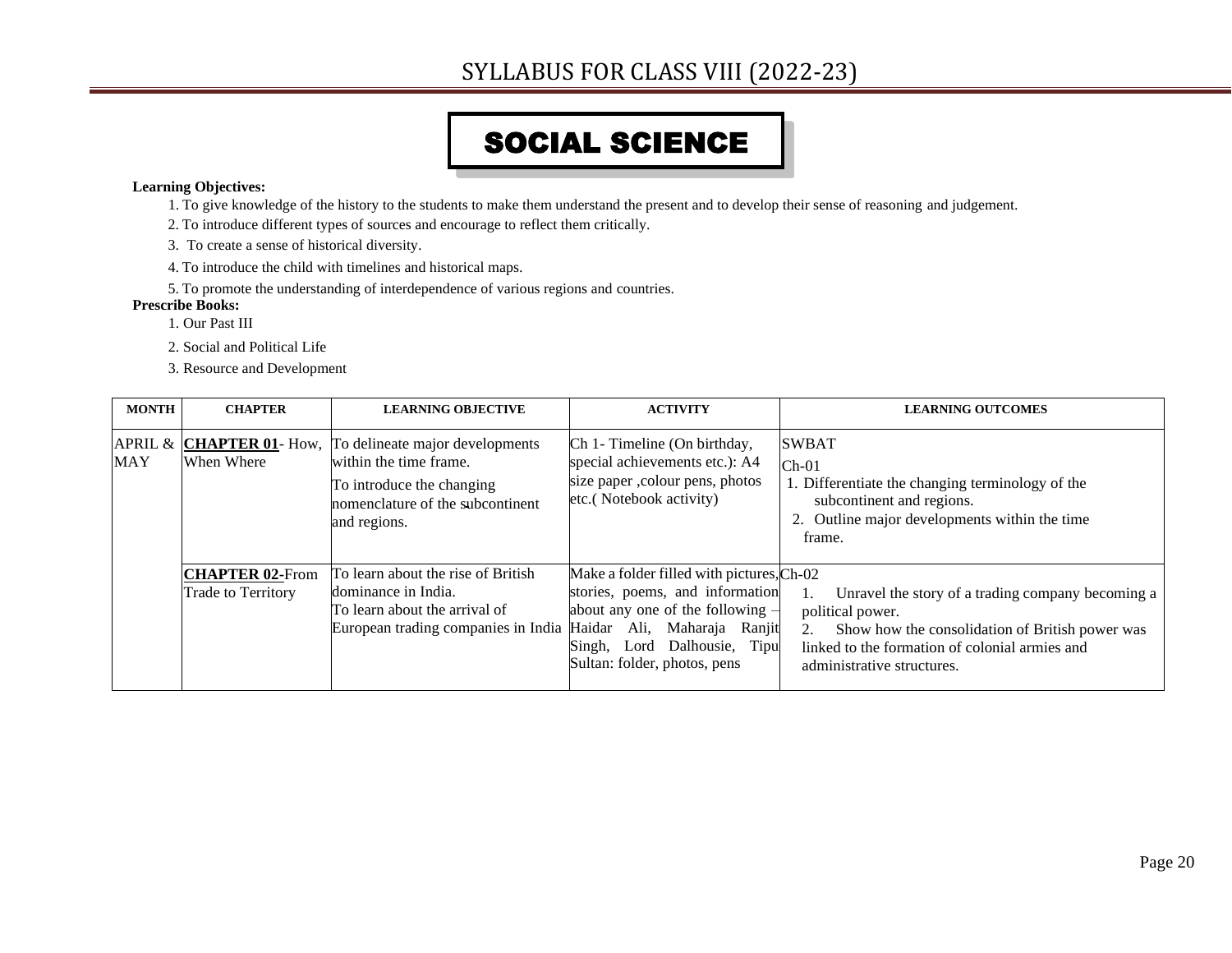# SYLLABUS FOR CLASS VIII (2022-23)

## SOCIAL SCIENCE

**Learning Objectives:**

1. To give knowledge of the history to the students to make them understand the present and to develop their sense of reasoning and judgement.
2. To introduce different types of sources and encourage to reflect them critically.
3. To create a sense of historical diversity.
4. To introduce the child with timelines and historical maps.
5. To promote the understanding of interdependence of various regions and countries.

**Prescribe Books:**

1. Our Past III
2. Social and Political Life
3. Resource and Development

| MONTH | CHAPTER | LEARNING OBJECTIVE | ACTIVITY | LEARNING OUTCOMES |
|---|---|---|---|---|
| APRIL & MAY | **CHAPTER 01**- How, When Where | To delineate major developments within the time frame.<br>To introduce the changing nomenclature of the subcontinent and regions. | Ch 1- Timeline (On birthday, special achievements etc.): A4 size paper ,colour pens, photos etc.( Notebook activity) | SWBAT<br>Ch-01<br>1. Differentiate the changing terminology of the subcontinent and regions.<br>2. Outline major developments within the time frame. |
| | **CHAPTER 02-**From Trade to Territory | To learn about the rise of British dominance in India.<br>To learn about the arrival of European trading companies in India | Make a folder filled with pictures, stories, poems, and information about any one of the following – Haidar Ali, Maharaja Ranjit Singh, Lord Dalhousie, Tipu Sultan: folder, photos, pens | Ch-02<br>1. Unravel the story of a trading company becoming a political power.<br>2. Show how the consolidation of British power was linked to the formation of colonial armies and administrative structures. |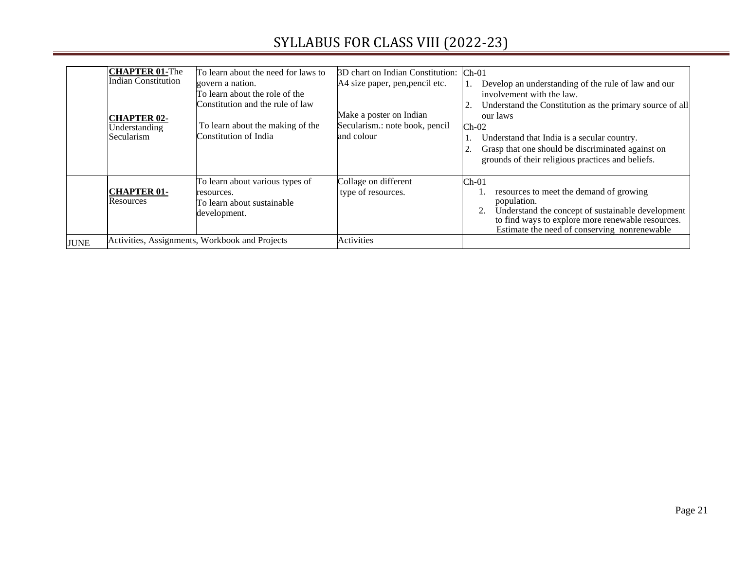# SYLLABUS FOR CLASS VIII (2022-23)

| | | | | |
|---|---|---|---|---|
| | **CHAPTER 01-**The Indian Constitution<br><br>**CHAPTER 02-** Understanding Secularism | To learn about the need for laws to govern a nation.<br>To learn about the role of the Constitution and the rule of law<br><br>To learn about the making of the Constitution of India | 3D chart on Indian Constitution: A4 size paper, pen,pencil etc.<br><br>Make a poster on Indian Secularism.: note book, pencil and colour | Ch-01<br>1. Develop an understanding of the rule of law and our involvement with the law.<br>2. Understand the Constitution as the primary source of all our laws<br>Ch-02<br>1. Understand that India is a secular country.<br>2. Grasp that one should be discriminated against on grounds of their religious practices and beliefs. |
| | **CHAPTER 01-** Resources | To learn about various types of resources.<br>To learn about sustainable development. | Collage on different type of resources. | Ch-01<br>1. resources to meet the demand of growing population.<br>2. Understand the concept of sustainable development to find ways to explore more renewable resources. Estimate the need of conserving nonrenewable |
| JUNE | Activities, Assignments, Workbook and Projects | | Activities | |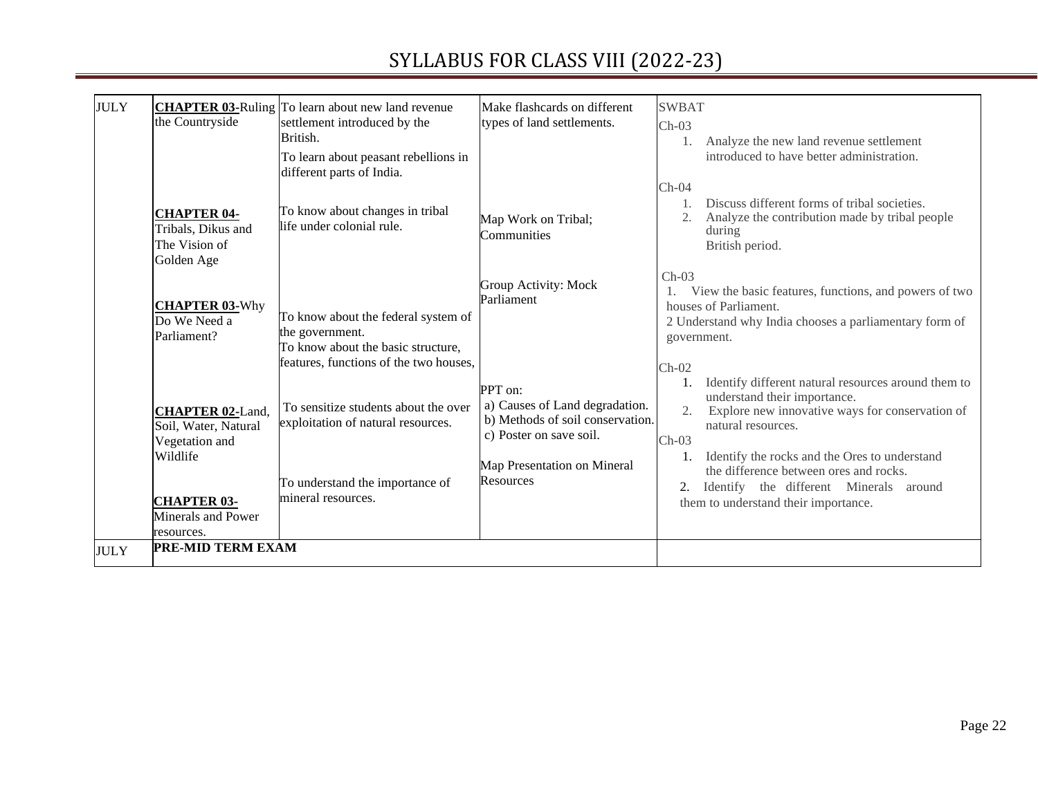# SYLLABUS FOR CLASS VIII (2022-23)

| | | | | |
|---|---|---|---|---|
| JULY | **CHAPTER 03-**Ruling the Countryside<br><br>**CHAPTER 04-** Tribals, Dikus and The Vision of Golden Age<br><br>**CHAPTER 03-**Why Do We Need a Parliament?<br><br>**CHAPTER 02-**Land, Soil, Water, Natural Vegetation and Wildlife<br><br>**CHAPTER 03-** Minerals and Power resources. | To learn about new land revenue settlement introduced by the British.<br>To learn about peasant rebellions in different parts of India.<br><br>To know about changes in tribal life under colonial rule.<br><br>To know about the federal system of the government.<br>To know about the basic structure, features, functions of the two houses,<br><br>To sensitize students about the over exploitation of natural resources.<br><br>To understand the importance of mineral resources. | Make flashcards on different types of land settlements.<br><br>Map Work on Tribal; Communities<br><br>Group Activity: Mock Parliament<br><br>PPT on:<br>a) Causes of Land degradation.<br>b) Methods of soil conservation.<br>c) Poster on save soil.<br><br>Map Presentation on Mineral Resources | SWBAT<br>Ch-03<br>1. Analyze the new land revenue settlement introduced to have better administration.<br><br>Ch-04<br>1. Discuss different forms of tribal societies.<br>2. Analyze the contribution made by tribal people during British period.<br><br>Ch-03<br>1. View the basic features, functions, and powers of two houses of Parliament.<br>2 Understand why India chooses a parliamentary form of government.<br><br>Ch-02<br>1. Identify different natural resources around them to understand their importance.<br>2. Explore new innovative ways for conservation of natural resources.<br>Ch-03<br>1. Identify the rocks and the Ores to understand the difference between ores and rocks.<br>2. Identify the different Minerals around them to understand their importance. |
| JULY | **PRE-MID TERM EXAM** | | | |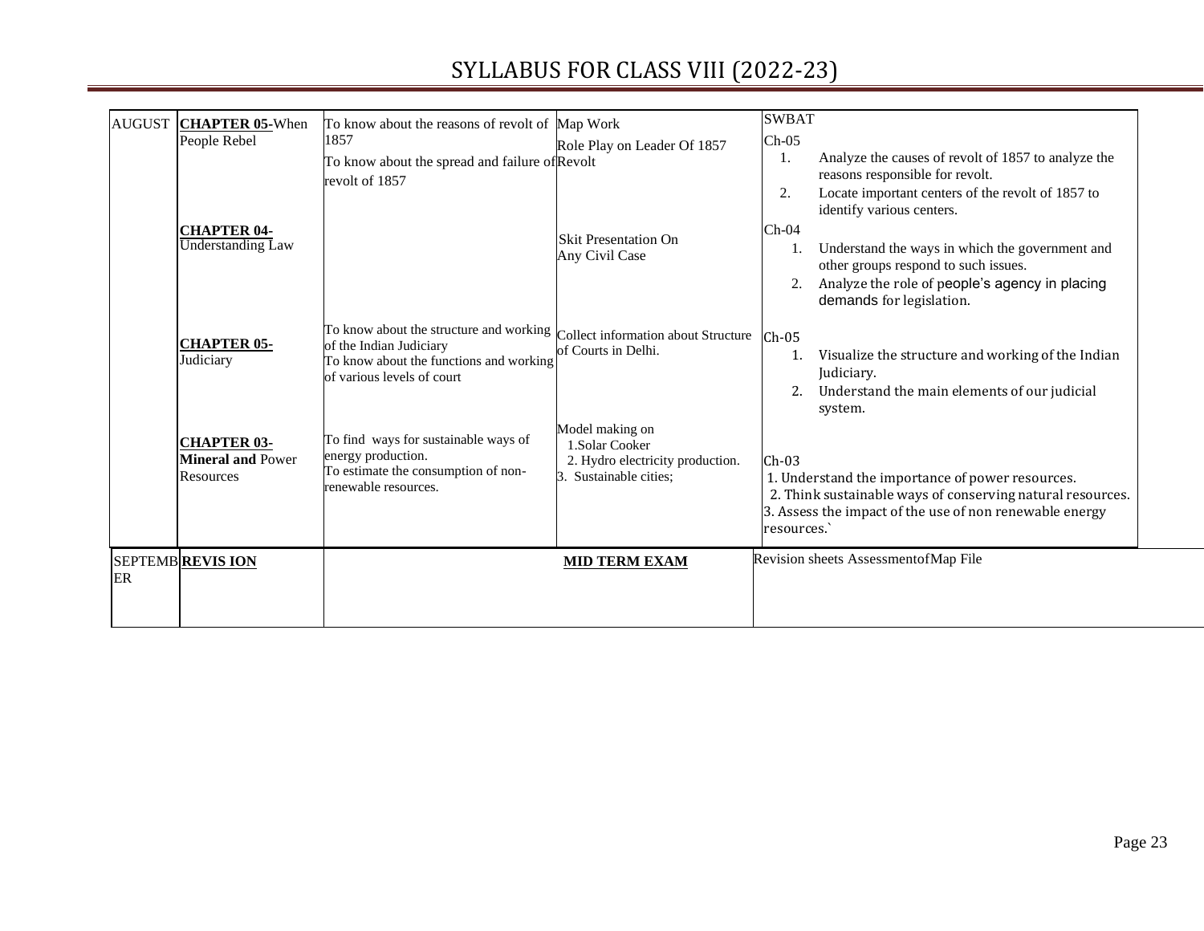# SYLLABUS FOR CLASS VIII (2022-23)

| | | | | |
|---|---|---|---|---|
| AUGUST | **CHAPTER 05-**When People Rebel | To know about the reasons of revolt of 1857<br>To know about the spread and failure of revolt of 1857 | Map Work<br>Role Play on Leader Of 1857 Revolt | SWBAT<br>Ch-05<br>1. Analyze the causes of revolt of 1857 to analyze the reasons responsible for revolt.<br>2. Locate important centers of the revolt of 1857 to identify various centers. |
| | **CHAPTER 04-** Understanding Law | | Skit Presentation On Any Civil Case | Ch-04<br>1. Understand the ways in which the government and other groups respond to such issues.<br>2. Analyze the role of people's agency in placing demands for legislation. |
| | **CHAPTER 05-** Judiciary | To know about the structure and working of the Indian Judiciary<br>To know about the functions and working of various levels of court | Collect information about Structure of Courts in Delhi. | Ch-05<br>1. Visualize the structure and working of the Indian Judiciary.<br>2. Understand the main elements of our judicial system. |
| | **CHAPTER 03- Mineral and** Power Resources | To find ways for sustainable ways of energy production.<br>To estimate the consumption of non-renewable resources. | Model making on<br>1.Solar Cooker<br>2. Hydro electricity production.<br>3. Sustainable cities; | Ch-03<br>1. Understand the importance of power resources.<br>2. Think sustainable ways of conserving natural resources.<br>3. Assess the impact of the use of non renewable energy resources.` |
| SEPTEMBER | **REVIS ION** | **MID TERM EXAM** | | Revision sheets Assessmentof Map File |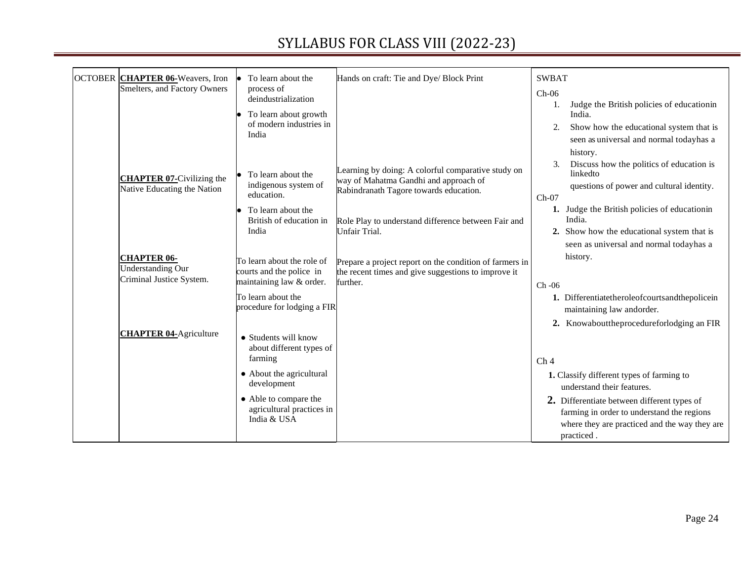# SYLLABUS FOR CLASS VIII (2022-23)

| | | | | |
|---|---|---|---|---|
| OCTOBER | **CHAPTER 06-**Weavers, Iron Smelters, and Factory Owners | • To learn about the process of deindustrialization<br>• To learn about growth of modern industries in India | Hands on craft: Tie and Dye/ Block Print | SWBAT<br>Ch-06<br>1. Judge the British policies of educationin India.<br>2. Show how the educational system that is seen as universal and normal todayhas a history.<br>3. Discuss how the politics of education is linkedto questions of power and cultural identity. |
| | **CHAPTER 07-**Civilizing the Native Educating the Nation | • To learn about the indigenous system of education.<br>• To learn about the British of education in India | Learning by doing: A colorful comparative study on way of Mahatma Gandhi and approach of Rabindranath Tagore towards education.<br><br>Role Play to understand difference between Fair and Unfair Trial. | Ch-07<br>**1.** Judge the British policies of educationin India.<br>**2.** Show how the educational system that is seen as universal and normal todayhas a history. |
| | **CHAPTER 06-**Understanding Our Criminal Justice System. | To learn about the role of courts and the police in maintaining law & order.<br>To learn about the procedure for lodging a FIR | Prepare a project report on the condition of farmers in the recent times and give suggestions to improve it further. | Ch -06<br>**1.** Differentiatetheroleofcourtsandthepolicein maintaining law andorder.<br>**2.** Knowabouttheprocedureforlodging an FIR |
| | **CHAPTER 04-**Agriculture | • Students will know about different types of farming<br>• About the agricultural development<br>• Able to compare the agricultural practices in India & USA | | Ch 4<br>**1.** Classify different types of farming to understand their features.<br>**2.** Differentiate between different types of farming in order to understand the regions where they are practiced and the way they are practiced . |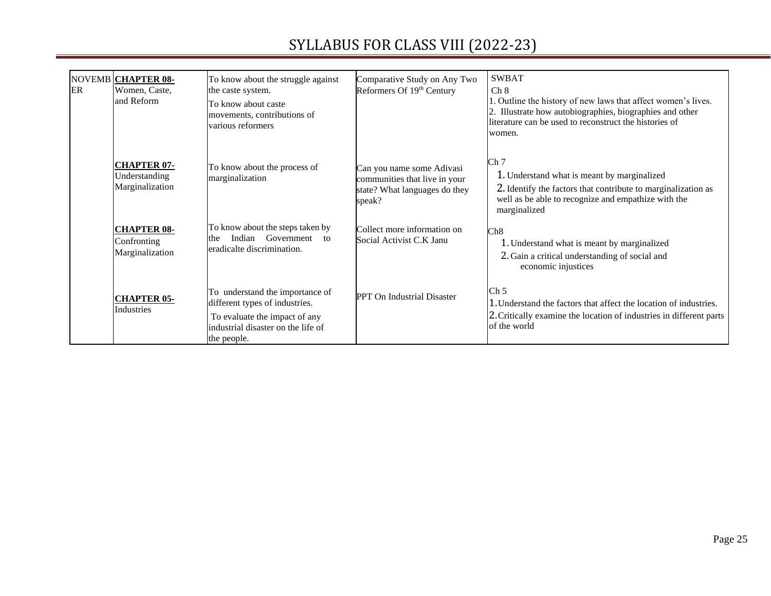# SYLLABUS FOR CLASS VIII (2022-23)

| | | | | |
|---|---|---|---|---|
| NOVEMBER | **CHAPTER 08-** Women, Caste, and Reform | To know about the struggle against the caste system. To know about caste movements, contributions of various reformers | Comparative Study on Any Two Reformers Of 19th Century | SWBAT<br>Ch 8<br>1. Outline the history of new laws that affect women's lives.<br>2. Illustrate how autobiographies, biographies and other literature can be used to reconstruct the histories of women. |
| | **CHAPTER 07-** Understanding Marginalization | To know about the process of marginalization | Can you name some Adivasi communities that live in your state? What languages do they speak? | Ch 7<br>1. Understand what is meant by marginalized<br>2. Identify the factors that contribute to marginalization as well as be able to recognize and empathize with the marginalized |
| | **CHAPTER 08-** Confronting Marginalization | To know about the steps taken by the Indian Government to eradicalte discrimination. | Collect more information on Social Activist C.K Janu | Ch8<br>1. Understand what is meant by marginalized<br>2. Gain a critical understanding of social and economic injustices |
| | **CHAPTER 05-** Industries | To understand the importance of different types of industries. To evaluate the impact of any industrial disaster on the life of the people. | PPT On Industrial Disaster | Ch 5<br>1. Understand the factors that affect the location of industries.<br>2. Critically examine the location of industries in different parts of the world |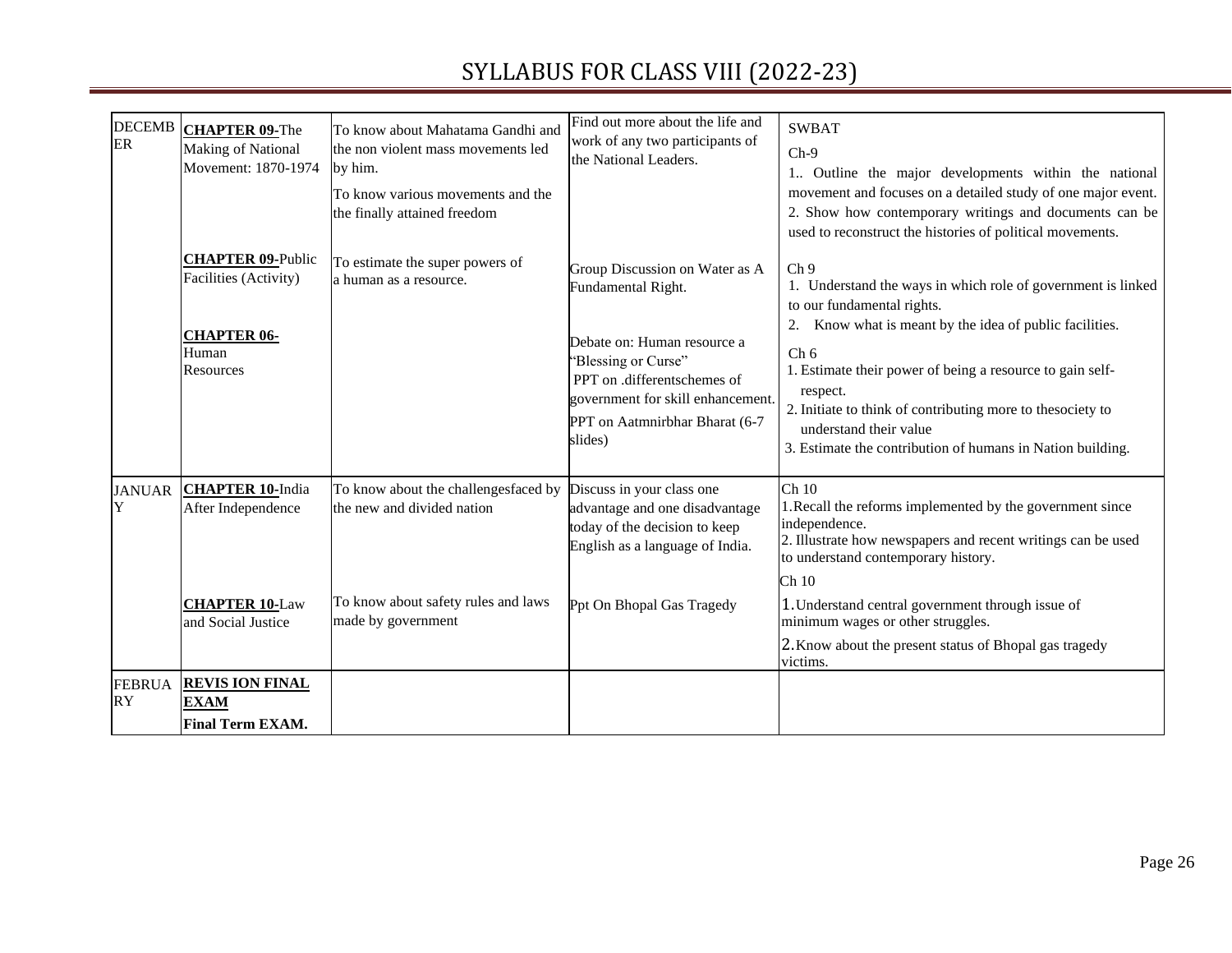# SYLLABUS FOR CLASS VIII (2022-23)

| | | | | |
|---|---|---|---|---|
| DECEMBER | **CHAPTER 09-**The Making of National Movement: 1870-1974<br><br>**CHAPTER 09-**Public Facilities (Activity)<br><br>**CHAPTER 06-** Human Resources | To know about Mahatama Gandhi and the non violent mass movements led by him.<br>To know various movements and the the finally attained freedom<br><br>To estimate the super powers of a human as a resource. | Find out more about the life and work of any two participants of the National Leaders.<br><br>Group Discussion on Water as A Fundamental Right.<br><br>Debate on: Human resource a "Blessing or Curse"<br>PPT on .differentschemes of government for skill enhancement.<br>PPT on Aatmnirbhar Bharat (6-7 slides) | SWBAT<br>Ch-9<br>1.. Outline the major developments within the national movement and focuses on a detailed study of one major event.<br>2. Show how contemporary writings and documents can be used to reconstruct the histories of political movements.<br><br>Ch 9<br>1. Understand the ways in which role of government is linked to our fundamental rights.<br>2. Know what is meant by the idea of public facilities.<br><br>Ch 6<br>1. Estimate their power of being a resource to gain self-respect.<br>2. Initiate to think of contributing more to thesociety to understand their value<br>3. Estimate the contribution of humans in Nation building. |
| JANUARY | **CHAPTER 10-**India After Independence<br><br>**CHAPTER 10-**Law and Social Justice | To know about the challengesfaced by the new and divided nation<br><br>To know about safety rules and laws made by government | Discuss in your class one advantage and one disadvantage today of the decision to keep English as a language of India.<br><br>Ppt On Bhopal Gas Tragedy | Ch 10<br>1.Recall the reforms implemented by the government since independence.<br>2. Illustrate how newspapers and recent writings can be used to understand contemporary history.<br>Ch 10<br>1.Understand central government through issue of minimum wages or other struggles.<br>2.Know about the present status of Bhopal gas tragedy victims. |
| FEBRUARY | **REVIS ION FINAL EXAM**<br>**Final Term EXAM.** | | | |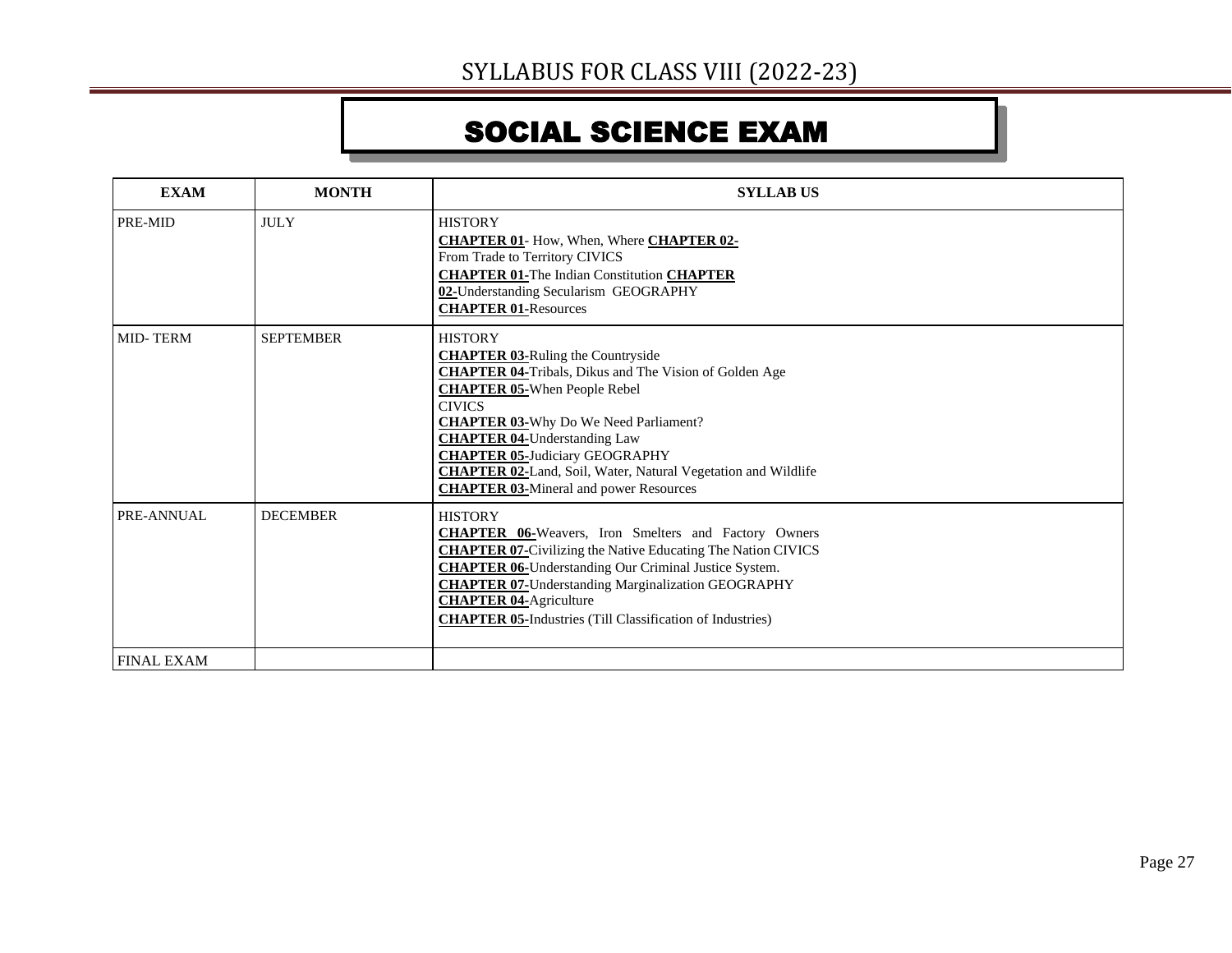# SYLLABUS FOR CLASS VIII (2022-23)

## SOCIAL SCIENCE EXAM

| EXAM | MONTH | SYLLAB US |
|---|---|---|
| PRE-MID | JULY | HISTORY<br>**CHAPTER 01**- How, When, Where **CHAPTER 02-** From Trade to Territory CIVICS<br>**CHAPTER 01-**The Indian Constitution **CHAPTER 02-**Understanding Secularism GEOGRAPHY<br>**CHAPTER 01-**Resources |
| MID- TERM | SEPTEMBER | HISTORY<br>**CHAPTER 03-**Ruling the Countryside<br>**CHAPTER 04-**Tribals, Dikus and The Vision of Golden Age<br>**CHAPTER 05-**When People Rebel<br>CIVICS<br>**CHAPTER 03-**Why Do We Need Parliament?<br>**CHAPTER 04-**Understanding Law<br>**CHAPTER 05-**Judiciary GEOGRAPHY<br>**CHAPTER 02-**Land, Soil, Water, Natural Vegetation and Wildlife<br>**CHAPTER 03-**Mineral and power Resources |
| PRE-ANNUAL | DECEMBER | HISTORY<br>**CHAPTER 06-**Weavers, Iron Smelters and Factory Owners<br>**CHAPTER 07-**Civilizing the Native Educating The Nation CIVICS<br>**CHAPTER 06-**Understanding Our Criminal Justice System.<br>**CHAPTER 07-**Understanding Marginalization GEOGRAPHY<br>**CHAPTER 04-**Agriculture<br>**CHAPTER 05-**Industries (Till Classification of Industries) |
| FINAL EXAM | | |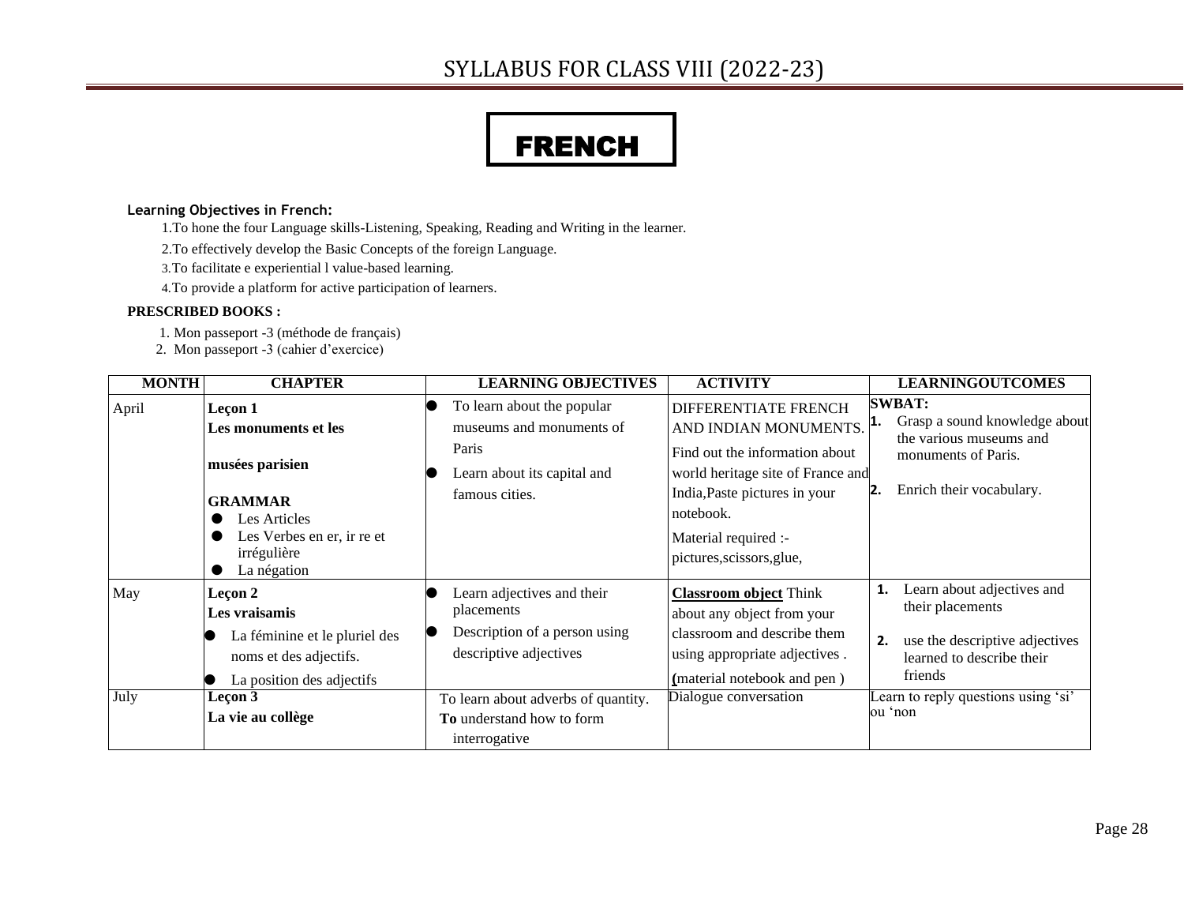# SYLLABUS FOR CLASS VIII (2022-23)

## FRENCH

**Learning Objectives in French:**

1. To hone the four Language skills-Listening, Speaking, Reading and Writing in the learner.
2. To effectively develop the Basic Concepts of the foreign Language.
3. To facilitate e experiential l value-based learning.
4. To provide a platform for active participation of learners.

**PRESCRIBED BOOKS :**

1. Mon passeport -3 (méthode de français)
2. Mon passeport -3 (cahier d'exercice)

| MONTH | CHAPTER | LEARNING OBJECTIVES | ACTIVITY | LEARNINGOUTCOMES |
|---|---|---|---|---|
| April | **Leçon 1**<br>**Les monuments et les**<br><br>**musées parisien**<br><br>**GRAMMAR**<br>● Les Articles<br>● Les Verbes en er, ir re et irrégulière<br>● La négation | ● To learn about the popular museums and monuments of Paris<br>● Learn about its capital and famous cities. | DIFFERENTIATE FRENCH AND INDIAN MONUMENTS.<br>Find out the information about world heritage site of France and India,Paste pictures in your notebook.<br>Material required :- pictures,scissors,glue, | **SWBAT:**<br>1. Grasp a sound knowledge about the various museums and monuments of Paris.<br><br>2. Enrich their vocabulary. |
| May | **Leçon 2**<br>**Les vraisamis**<br>● La féminine et le pluriel des noms et des adjectifs.<br>● La position des adjectifs | ● Learn adjectives and their placements<br>● Description of a person using descriptive adjectives | **Classroom object** Think about any object from your classroom and describe them using appropriate adjectives .<br>**(**material notebook and pen ) | 1. Learn about adjectives and their placements<br><br>2. use the descriptive adjectives learned to describe their friends |
| July | **Leçon 3**<br>**La vie au collège** | To learn about adverbs of quantity.<br>**To** understand how to form interrogative | Dialogue conversation | Learn to reply questions using 'si' ou 'non |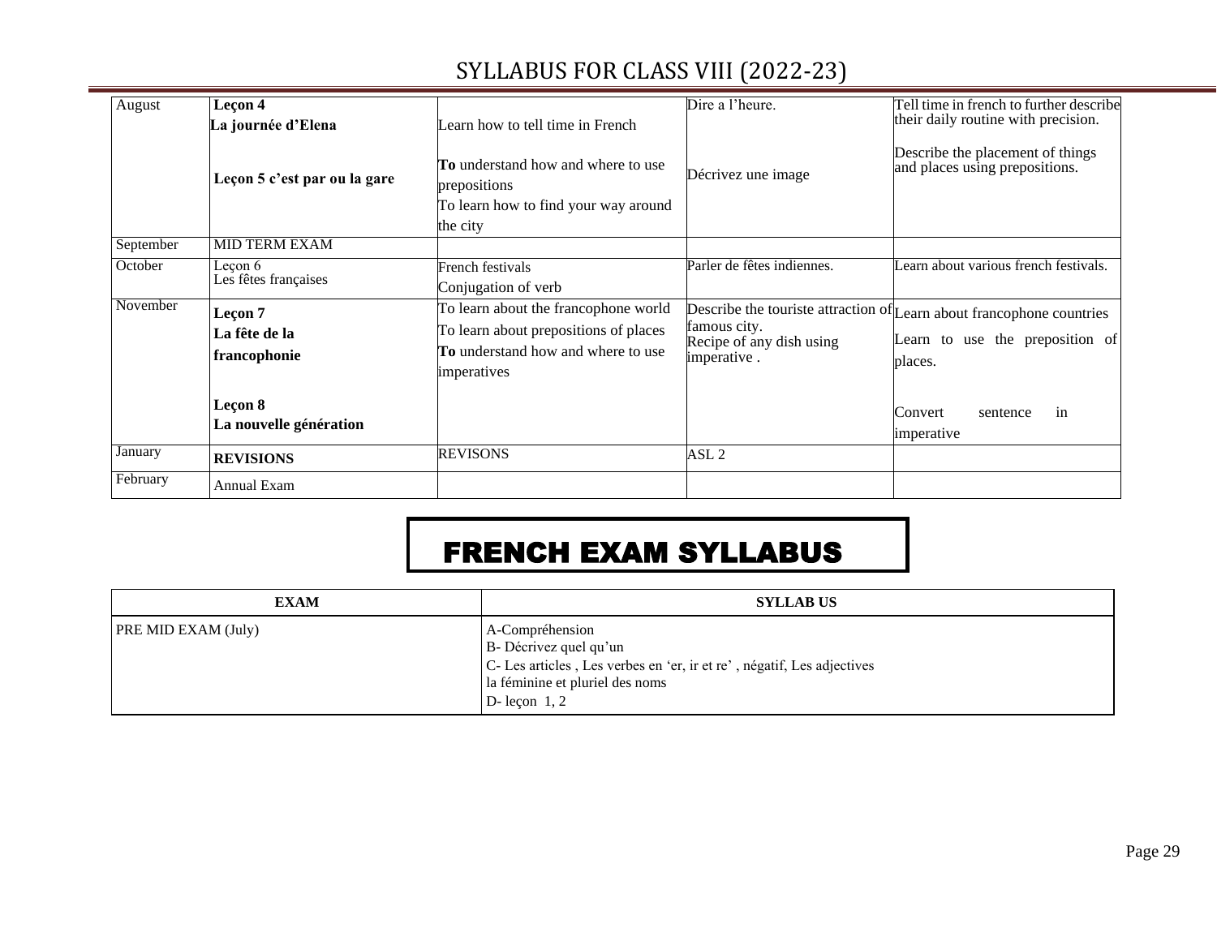# SYLLABUS FOR CLASS VIII (2022-23)

| August | **Leçon 4** **La journée d'Elena** **Leçon 5 c'est par ou la gare** | Learn how to tell time in French **To** understand how and where to use prepositions To learn how to find your way around the city | Dire a l'heure. Décrivez une image | Tell time in french to further describe their daily routine with precision. Describe the placement of things and places using prepositions. |
|---|---|---|---|---|
| September | MID TERM EXAM | | | |
| October | Leçon 6 Les fêtes françaises | French festivals Conjugation of verb | Parler de fêtes indiennes. | Learn about various french festivals. |
| November | **Leçon 7** **La fête de la francophonie** **Leçon 8** **La nouvelle génération** | To learn about the francophone world To learn about prepositions of places **To** understand how and where to use imperatives | Describe the touriste attraction of famous city. Recipe of any dish using imperative . | Learn about francophone countries Learn to use the preposition of places. Convert sentence in imperative |
| January | **REVISIONS** | REVISONS | ASL 2 | |
| February | Annual Exam | | | |

## FRENCH EXAM SYLLABUS

| EXAM | SYLLAB US |
|---|---|
| PRE MID EXAM (July) | A-Compréhension<br>B- Décrivez quel qu'un<br>C- Les articles , Les verbes en 'er, ir et re' , négatif, Les adjectives la féminine et pluriel des noms<br>D- leçon 1, 2 |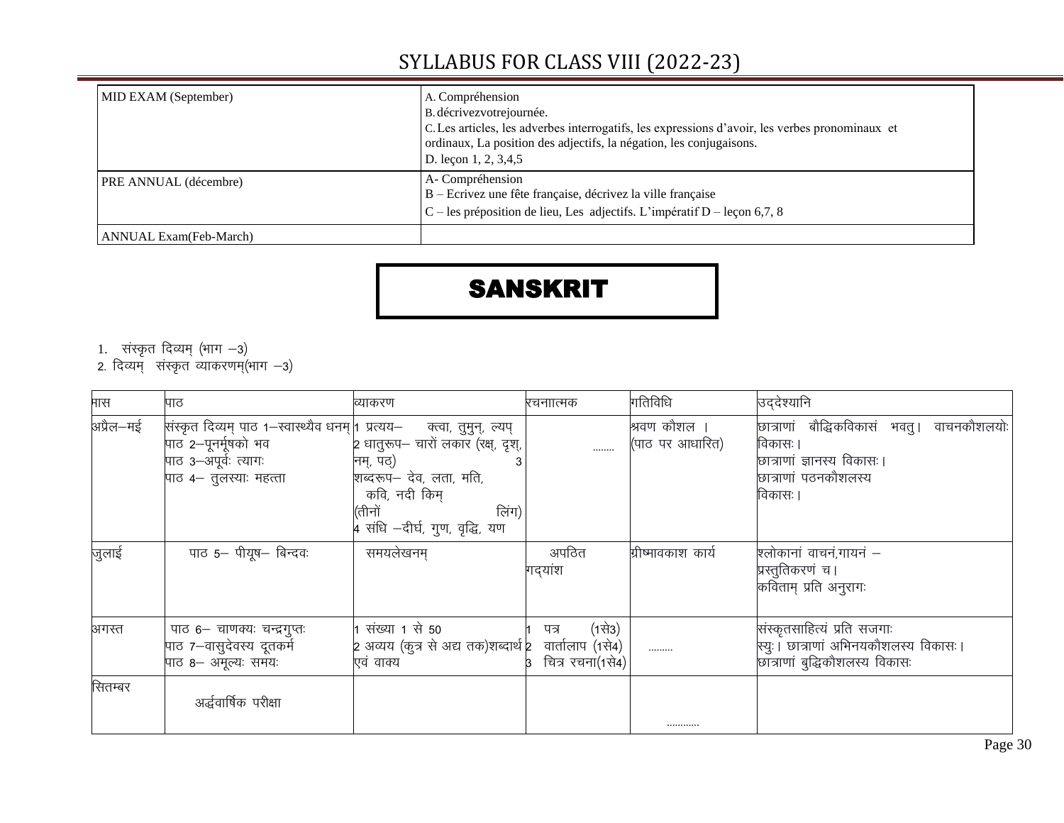# SYLLABUS FOR CLASS VIII (2022-23)

| MID EXAM (September) | A. Compréhension<br>B. décrivezvotrejournée.<br>C. Les articles, les adverbes interrogatifs, les expressions d'avoir, les verbes pronominaux et ordinaux, La position des adjectifs, la négation, les conjugaisons.<br>D. leçon 1, 2, 3,4,5 |
|---|---|
| PRE ANNUAL (décembre) | A- Compréhension<br>B – Ecrivez une fête française, décrivez la ville française<br>C – les préposition de lieu, Les adjectifs. L'impératif D – leçon 6,7, 8 |
| ANNUAL Exam(Feb-March) | |

## SANSKRIT

1. संस्कृत दिव्यम् (भाग –3)
2. दिव्यम् संस्कृत व्याकरणम्(भाग –3)

| मास | पाठ | व्याकरण | रचनात्मक | गतिविधि | उद्देश्यानि |
|---|---|---|---|---|---|
| अप्रैल–मई | संस्कृत दिव्यम् पाठ 1–स्वास्थ्यैव धनम्<br>पाठ 2–पूनर्मूषको भव<br>पाठ 3–अपूर्वः त्यागः<br>पाठ 4– तुलस्याः महत्ता | 1 प्रत्यय– क्त्वा, तुमुन्, ल्यप्<br>2 धातुरूप– चारों लकार (रक्ष्, दृश्, नम्, पठ)<br>3 शब्दरूप– देव, लता, मति, कवि, नदी किम् (तीनों लिंग)<br>4 संधि –दीर्घ, गुण, वृद्धि, यण | ........ | श्रवण कौशल ।<br>(पाठ पर आधारित) | छात्राणां बौद्धिकविकासं भवतु। वाचनकौशलयोः विकासः।<br>छात्राणां ज्ञानस्य विकासः।<br>छात्राणां पठनकौशलस्य विकासः। |
| जुलाई | पाठ 5– पीयूष– बिन्दवः | समयलेखनम् | अपठित गद्यांश | ग्रीष्मावकाश कार्य | श्लोकानां वाचनं,गायनं – प्रस्तुतिकरणं च।<br>कविताम् प्रति अनुरागः |
| अगस्त | पाठ 6– चाणक्यः चन्द्रगुप्तः<br>पाठ 7–वासुदेवस्य दूतकर्म<br>पाठ 8– अमूल्यः समयः | 1 संख्या 1 से 50<br>2 अव्यय (कुत्र से अद्य तक)शब्दार्थ एवं वाक्य | 1 पत्र (1से3)<br>2 वार्तालाप (1से4)<br>3 चित्र रचना(1से4) | ......... | संस्कृतसाहित्यं प्रति सजगाः स्युः। छात्राणां अभिनयकौशलस्य विकासः।<br>छात्राणां बुद्धिकौशलस्य विकासः |
| सितम्बर | अर्द्धवार्षिक परीक्षा | | | ........... | |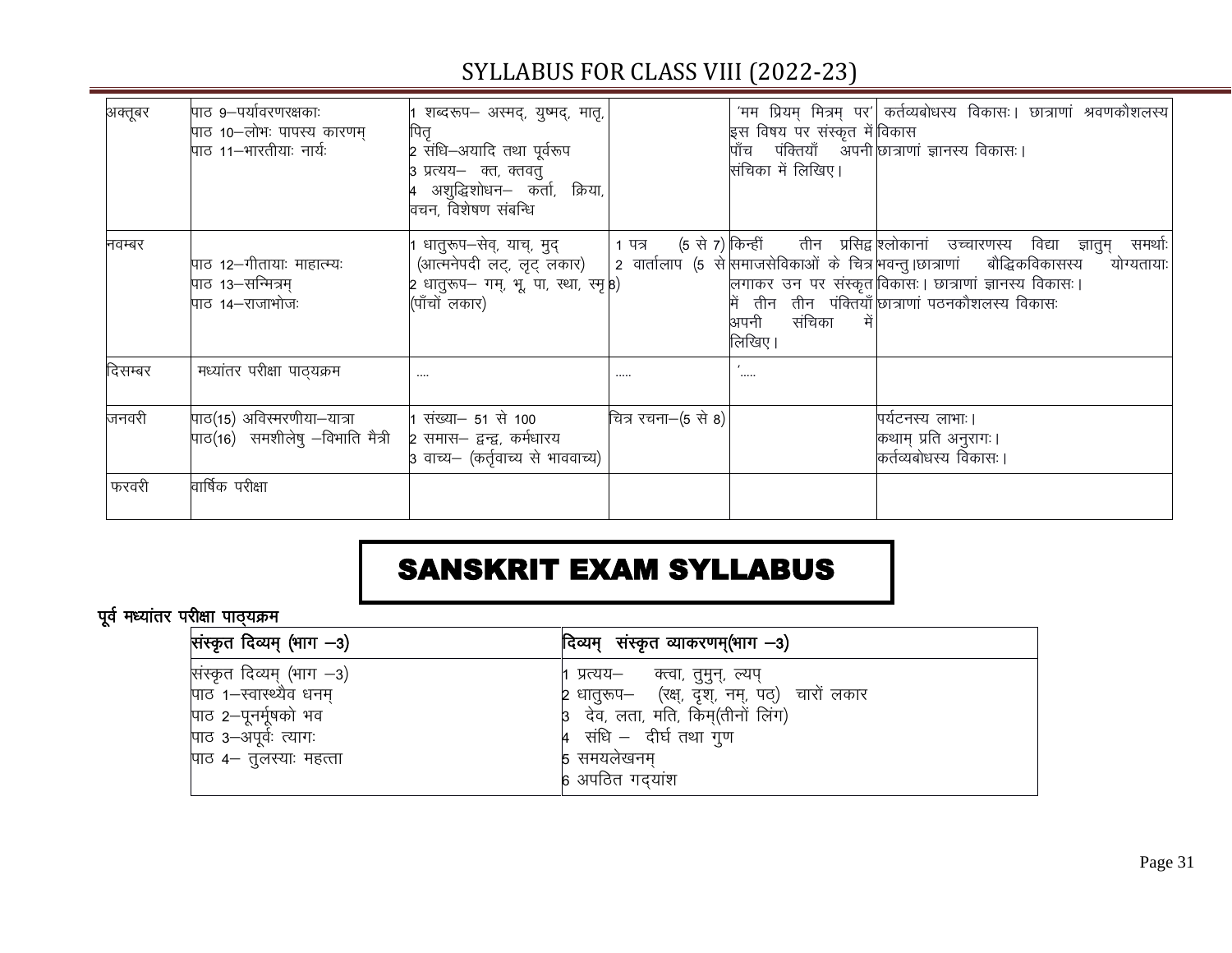# SYLLABUS FOR CLASS VIII (2022-23)

| | | | | | |
|---|---|---|---|---|---|
| अक्तूबर | पाठ 9–पर्यावरणरक्षकाः<br>पाठ 10–लोभः पापस्य कारणम्<br>पाठ 11–भारतीयाः नार्यः | 1 शब्दरूप– अस्मद्, युष्मद्, मातृ, पितृ<br>2 संधि–अयादि तथा पूर्वरूप<br>3 प्रत्यय– क्त, क्तवतु<br>4 अशुद्धिशोधन– कर्ता, क्रिया, वचन, विशेषण संबन्धि | | 'मम प्रियम् मित्रम् पर' इस विषय पर संस्कृत में पाँच पंक्तियाँ अपनी संचिका में लिखिए। | कर्तव्यबोधस्य विकासः। छात्राणां श्रवणकौशलस्य विकास<br>छात्राणां ज्ञानस्य विकासः। |
| नवम्बर | पाठ 12–गीतायाः माहात्म्यः<br>पाठ 13–सन्मित्रम्<br>पाठ 14–राजाभोजः | 1 धातुरूप–सेव्, याच्, मुद् (आत्मनेपदी लट्, लृट् लकार)<br>2 धातुरूप– गम्, भू, पा, स्था, स्मृ (पाँचों लकार) | 1 पत्र (5 से 7)<br>2 वार्तालाप (5 से 8) | किन्हीं तीन प्रसिद्ध समाजसेविकाओं के चित्र लगाकर उन पर संस्कृत में तीन तीन पंक्तियाँ अपनी संचिका में लिखिए। | श्लोकानां उच्चारणस्य विद्या ज्ञातुम् समर्थाः भवन्तु।छात्राणां बौद्धिकविकासस्य योग्यतायाः विकासः। छात्राणां ज्ञानस्य विकासः।<br>छात्राणां पठनकौशलस्य विकासः |
| दिसम्बर | मध्यांतर परीक्षा पाठ्यक्रम | .... | ..... | '..... | |
| जनवरी | पाठ(15) अविस्मरणीया–यात्रा<br>पाठ(16) समशीलेषु –विभाति मैत्री | 1 संख्या– 51 से 100<br>2 समास– द्वन्द्व, कर्मधारय<br>3 वाच्य– (कर्तृवाच्य से भाववाच्य) | चित्र रचना–(5 से 8) | | पर्यटनस्य लाभाः।<br>कथाम् प्रति अनुरागः।<br>कर्तव्यबोधस्य विकासः। |
| फरवरी | वार्षिक परीक्षा | | | | |

## SANSKRIT EXAM SYLLABUS

**पूर्व मध्यांतर परीक्षा पाठ्यक्रम**

| संस्कृत दिव्यम् (भाग –3) | दिव्यम् संस्कृत व्याकरणम्(भाग –3) |
|---|---|
| संस्कृत दिव्यम् (भाग –3)<br>पाठ 1–स्वास्थ्यैव धनम्<br>पाठ 2–पूनर्मूषको भव<br>पाठ 3–अपूर्वः त्यागः<br>पाठ 4– तुलस्याः महत्ता | 1 प्रत्यय– क्त्वा, तुमुन्, ल्यप्<br>2 धातुरूप– (रक्ष्, दृश्, नम्, पठ्) चारों लकार<br>3 देव, लता, मति, किम्(तीनों लिंग)<br>4 संधि – दीर्घ तथा गुण<br>5 समयलेखनम्<br>6 अपठित गद्यांश |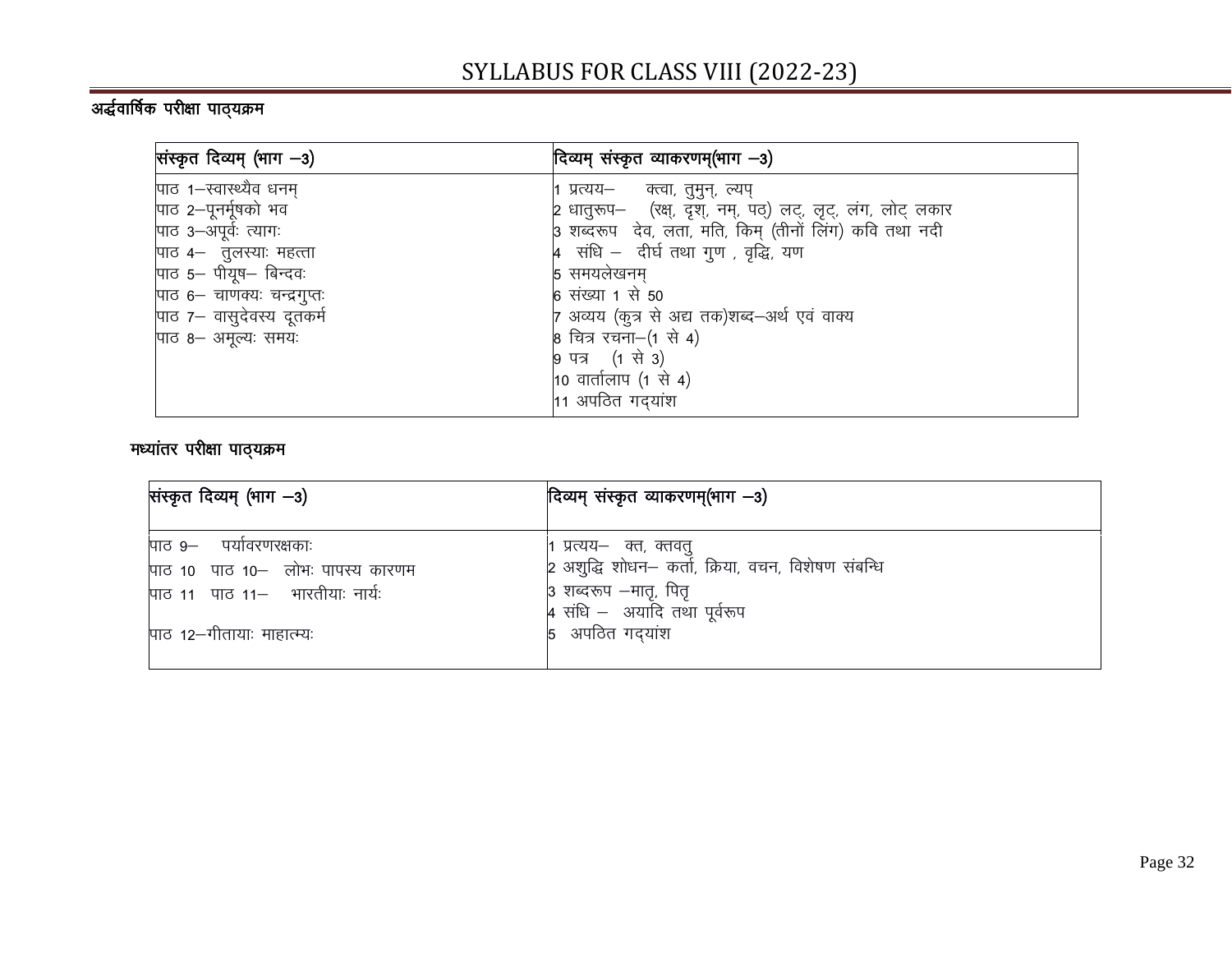# SYLLABUS FOR CLASS VIII (2022-23)

**अर्द्धवार्षिक परीक्षा पाठ्यक्रम**

| संस्कृत दिव्यम् (भाग –3) | दिव्यम् संस्कृत व्याकरणम्(भाग –3) |
| --- | --- |
| पाठ 1–स्वास्थ्यैव धनम्<br>पाठ 2–पूनर्मूषको भव<br>पाठ 3–अपूर्वः त्यागः<br>पाठ 4– तुलस्याः महत्ता<br>पाठ 5– पीयूष– बिन्दवः<br>पाठ 6– चाणक्यः चन्द्रगुप्तः<br>पाठ 7– वासुदेवस्य दूतकर्म<br>पाठ 8– अमूल्यः समयः | 1 प्रत्यय– क्त्वा, तुमुन्, ल्यप्<br>2 धातुरूप– (रक्ष्, दृश्, नम्, पठ्) लट्, लृट्, लंग, लोट् लकार<br>3 शब्दरूप देव, लता, मति, किम् (तीनों लिंग) कवि तथा नदी<br>4 संधि – दीर्घ तथा गुण , वृद्धि, यण<br>5 समयलेखनम्<br>6 संख्या 1 से 50<br>7 अव्यय (कुत्र से अद्य तक)शब्द–अर्थ एवं वाक्य<br>8 चित्र रचना–(1 से 4)<br>9 पत्र (1 से 3)<br>10 वार्तालाप (1 से 4)<br>11 अपठित गद्यांश |

**मध्यांतर परीक्षा पाठ्यक्रम**

| संस्कृत दिव्यम् (भाग –3) | दिव्यम् संस्कृत व्याकरणम्(भाग –3) |
| --- | --- |
| पाठ 9– पर्यावरणरक्षकाः<br>पाठ 10 पाठ 10– लोभः पापस्य कारणम<br>पाठ 11 पाठ 11– भारतीयाः नार्यः<br>पाठ 12–गीतायाः माहात्म्यः | 1 प्रत्यय– क्त, क्तवतु<br>2 अशुद्धि शोधन– कर्ता, क्रिया, वचन, विशेषण संबन्धि<br>3 शब्दरूप –मातृ, पितृ<br>4 संधि – अयादि तथा पूर्वरूप<br>5 अपठित गद्यांश |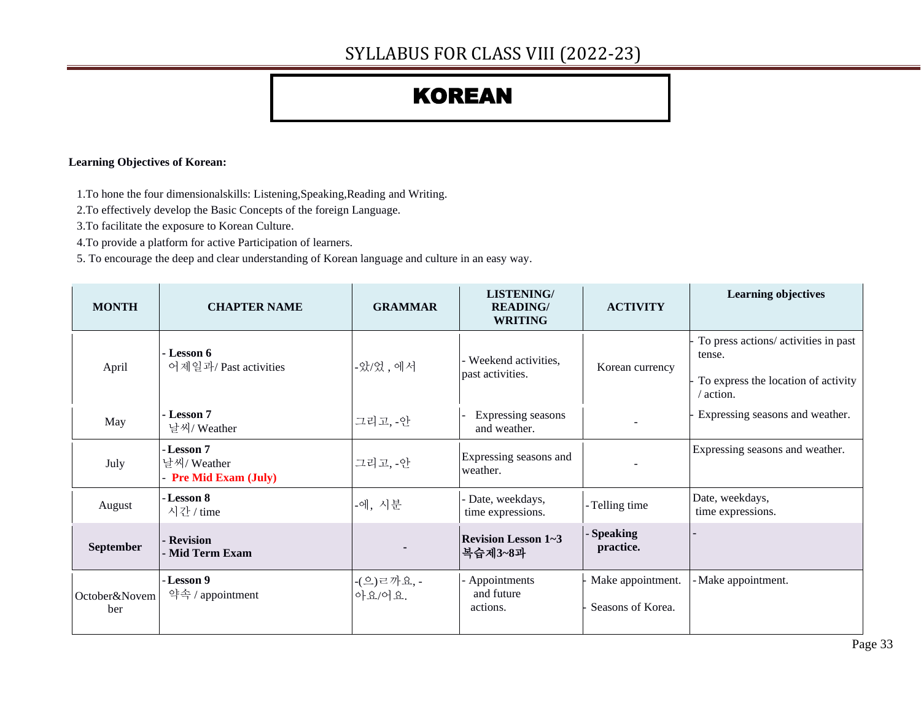# SYLLABUS FOR CLASS VIII (2022-23)

## KOREAN

**Learning Objectives of Korean:**

1.To hone the four dimensionalskills: Listening,Speaking,Reading and Writing.

2.To effectively develop the Basic Concepts of the foreign Language.

3.To facilitate the exposure to Korean Culture.

4.To provide a platform for active Participation of learners.

5. To encourage the deep and clear understanding of Korean language and culture in an easy way.

| MONTH | CHAPTER NAME | GRAMMAR | LISTENING/ READING/ WRITING | ACTIVITY | Learning objectives |
|---|---|---|---|---|---|
| April | - **Lesson 6** 어제일과/ Past activities | -았/었 , 에서 | - Weekend activities, past activities. | Korean currency | - To press actions/ activities in past tense. - To express the location of activity / action. |
| May | - **Lesson 7** 날씨/ Weather | 그리고, -안 | - Expressing seasons and weather. | - | - Expressing seasons and weather. |
| July | - **Lesson 7** 날씨/ Weather - **Pre Mid Exam (July)** | 그리고, -안 | Expressing seasons and weather. | - | Expressing seasons and weather. |
| August | - **Lesson 8** 시간 / time | -에, 시분 | - Date, weekdays, time expressions. | - Telling time | Date, weekdays, time expressions. |
| **September** | - **Revision** - **Mid Term Exam** | - | **Revision Lesson 1~3 복습제3~8과** | - **Speaking practice.** | - |
| October&November | - **Lesson 9** 약속 / appointment | -(으)ㄹ까요, -아요/어요. | - Appointments and future actions. | - Make appointment. - Seasons of Korea. | - Make appointment. |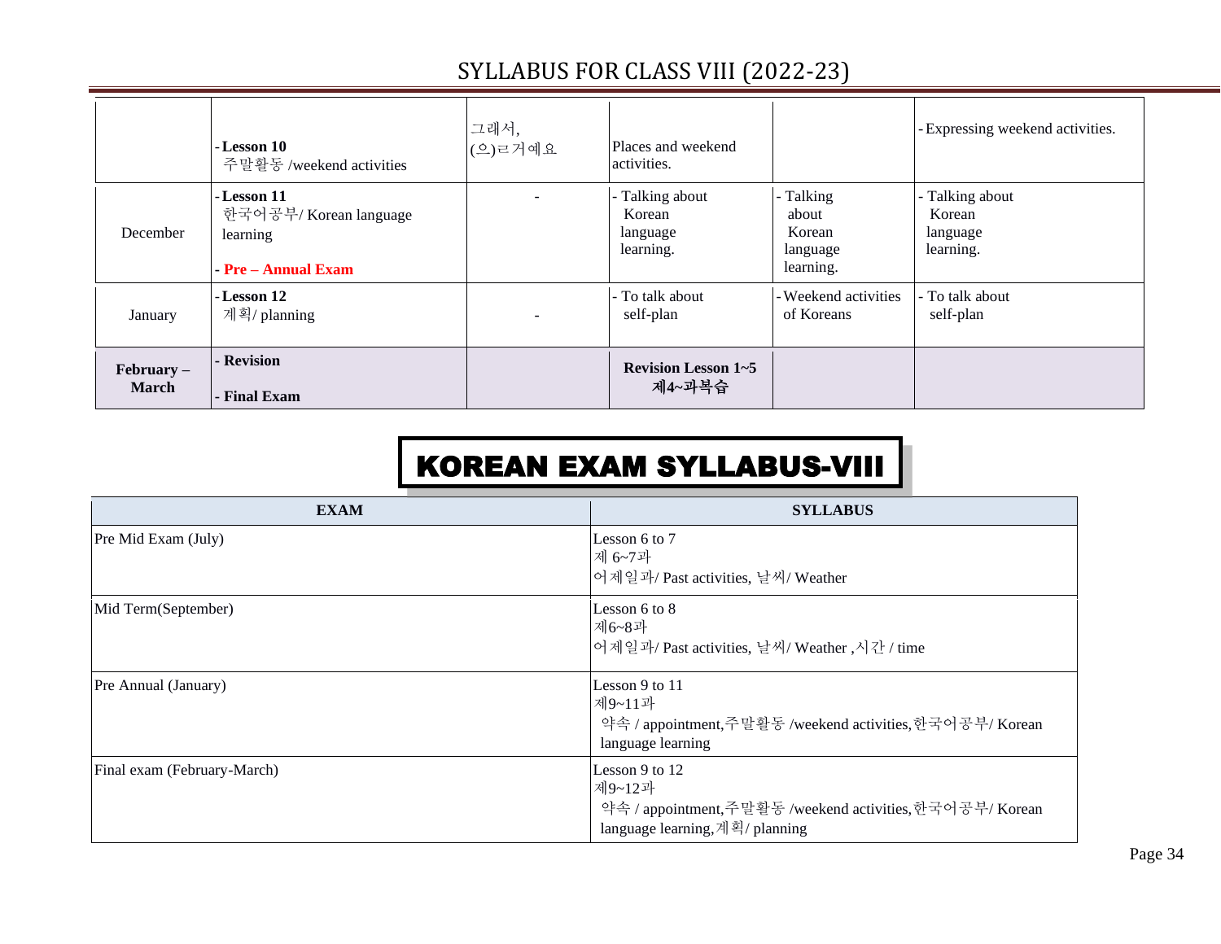# SYLLABUS FOR CLASS VIII (2022-23)

| | | | | | |
|---|---|---|---|---|---|
| | - **Lesson 10** 주말활동 /weekend activities | 그래서, (으)ㄹ거예요 | Places and weekend activities. | | - Expressing weekend activities. |
| December | - **Lesson 11** 한국어공부/ Korean language learning<br><br>- **Pre – Annual Exam** | - | - Talking about Korean language learning. | - Talking about Korean language learning. | - Talking about Korean language learning. |
| January | - **Lesson 12** 계획/ planning | - | - To talk about self-plan | - Weekend activities of Koreans | - To talk about self-plan |
| **February – March** | - **Revision**<br><br>- **Final Exam** | | **Revision Lesson 1~5 제4~과복습** | | |

## KOREAN EXAM SYLLABUS-VIII

| EXAM | SYLLABUS |
|---|---|
| Pre Mid Exam (July) | Lesson 6 to 7<br>제 6~7과<br>어제일과/ Past activities, 날씨/ Weather |
| Mid Term(September) | Lesson 6 to 8<br>제6~8과<br>어제일과/ Past activities, 날씨/ Weather ,시간 / time |
| Pre Annual (January) | Lesson 9 to 11<br>제9~11과<br>약속 / appointment,주말활동 /weekend activities,한국어공부/ Korean language learning |
| Final exam (February-March) | Lesson 9 to 12<br>제9~12과<br>약속 / appointment,주말활동 /weekend activities,한국어공부/ Korean language learning,계획/ planning |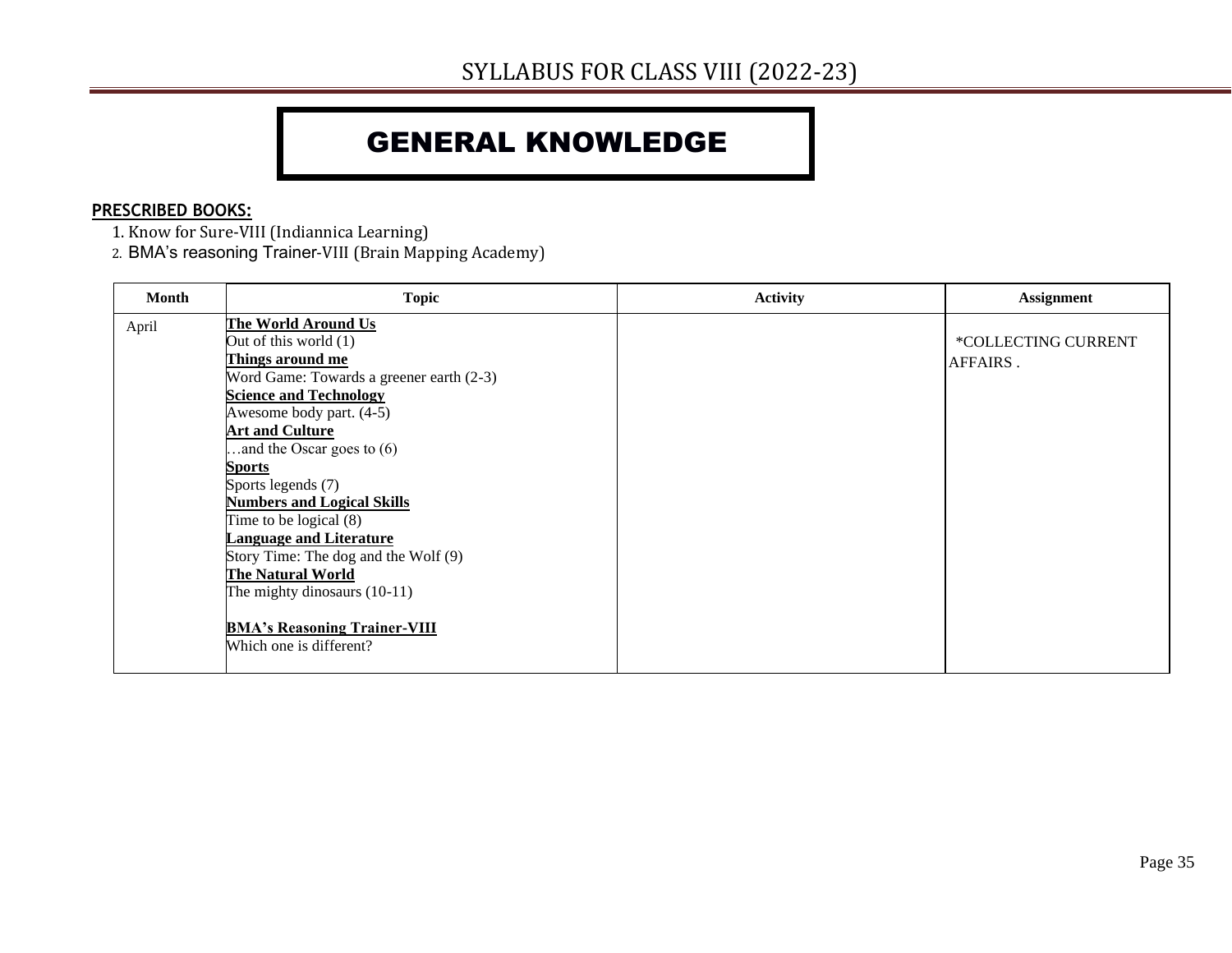# SYLLABUS FOR CLASS VIII (2022-23)

## GENERAL KNOWLEDGE

**PRESCRIBED BOOKS:**

1. Know for Sure-VIII (Indiannica Learning)
2. BMA's reasoning Trainer-VIII (Brain Mapping Academy)

| Month | Topic | Activity | Assignment |
|---|---|---|---|
| April | **The World Around Us**<br>Out of this world (1)<br>**Things around me**<br>Word Game: Towards a greener earth (2-3)<br>**Science and Technology**<br>Awesome body part. (4-5)<br>**Art and Culture**<br>…and the Oscar goes to (6)<br>**Sports**<br>Sports legends (7)<br>**Numbers and Logical Skills**<br>Time to be logical (8)<br>**Language and Literature**<br>Story Time: The dog and the Wolf (9)<br>**The Natural World**<br>The mighty dinosaurs (10-11)<br><br>**BMA's Reasoning Trainer-VIII**<br>Which one is different? | | *COLLECTING CURRENT AFFAIRS . |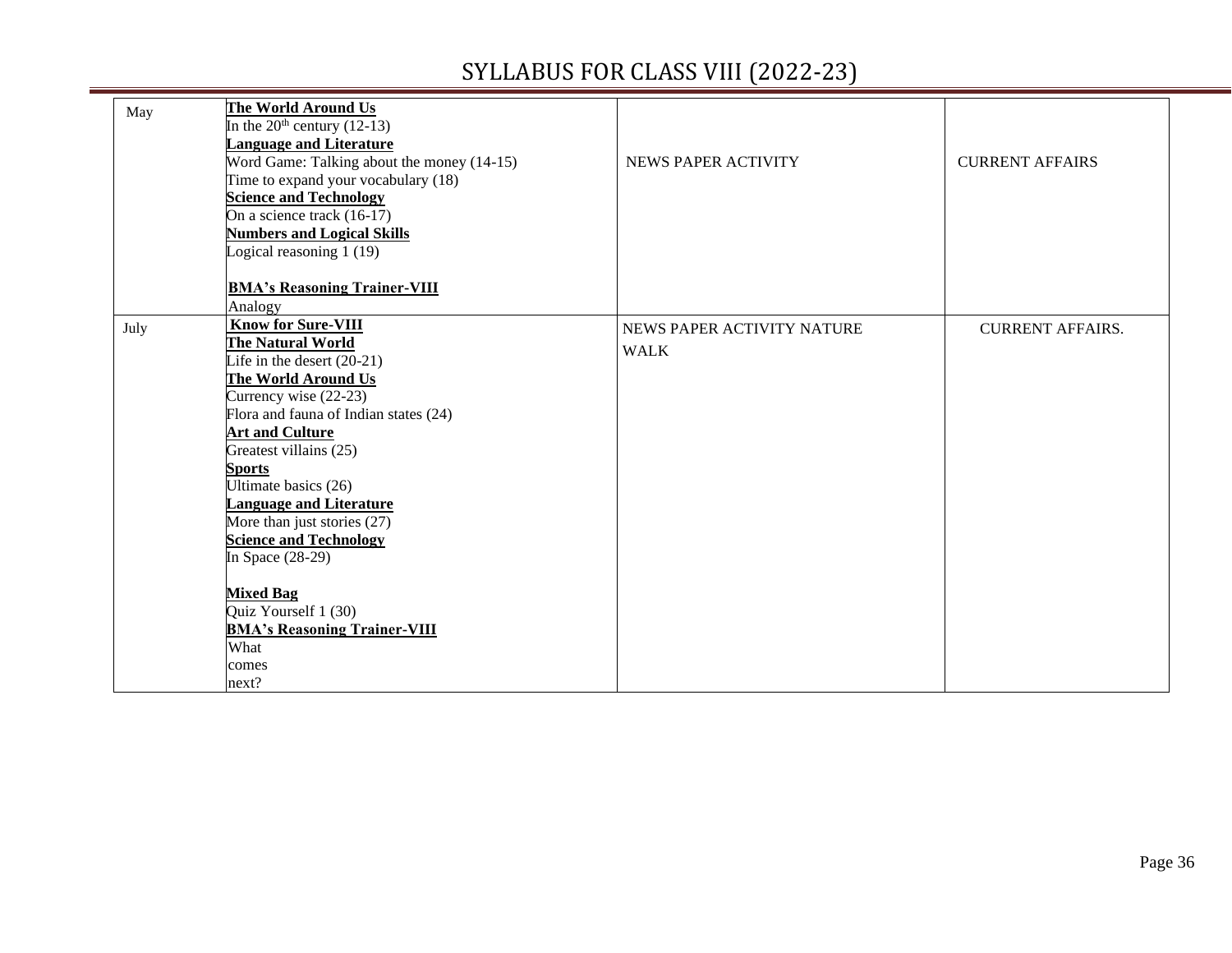# SYLLABUS FOR CLASS VIII (2022-23)

| | | | |
|---|---|---|---|
| May | **The World Around Us**<br>In the $20^{th}$ century (12-13)<br>**Language and Literature**<br>Word Game: Talking about the money (14-15)<br>Time to expand your vocabulary (18)<br>**Science and Technology**<br>On a science track (16-17)<br>**Numbers and Logical Skills**<br>Logical reasoning 1 (19)<br><br>**BMA's Reasoning Trainer-VIII**<br>Analogy | NEWS PAPER ACTIVITY | CURRENT AFFAIRS |
| July | **Know for Sure-VIII**<br>**The Natural World**<br>Life in the desert (20-21)<br>**The World Around Us**<br>Currency wise (22-23)<br>Flora and fauna of Indian states (24)<br>**Art and Culture**<br>Greatest villains (25)<br>**Sports**<br>Ultimate basics (26)<br>**Language and Literature**<br>More than just stories (27)<br>**Science and Technology**<br>In Space (28-29)<br><br>**Mixed Bag**<br>Quiz Yourself 1 (30)<br>**BMA's Reasoning Trainer-VIII**<br>What comes next? | NEWS PAPER ACTIVITY NATURE WALK | CURRENT AFFAIRS. |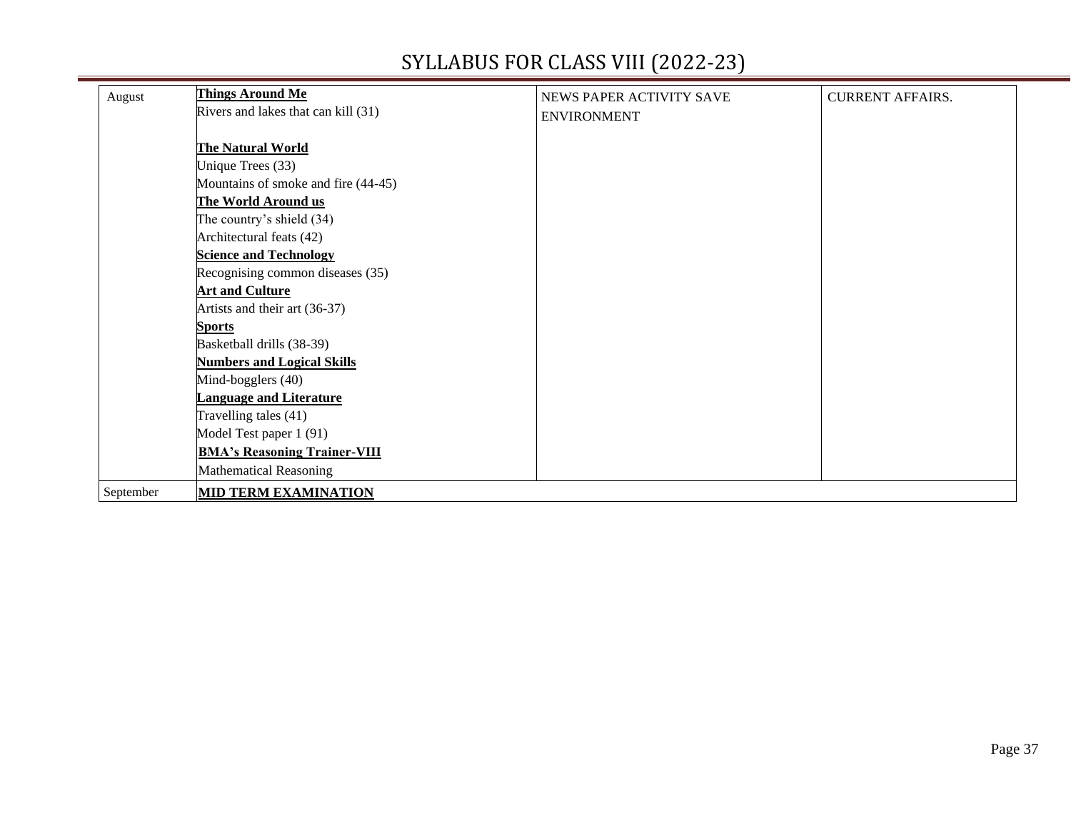# SYLLABUS FOR CLASS VIII (2022-23)

| | | | |
|---|---|---|---|
| August | **Things Around Me**<br>Rivers and lakes that can kill (31)<br><br>**The Natural World**<br>Unique Trees (33)<br>Mountains of smoke and fire (44-45)<br>**The World Around us**<br>The country's shield (34)<br>Architectural feats (42)<br>**Science and Technology**<br>Recognising common diseases (35)<br>**Art and Culture**<br>Artists and their art (36-37)<br>**Sports**<br>Basketball drills (38-39)<br>**Numbers and Logical Skills**<br>Mind-bogglers (40)<br>**Language and Literature**<br>Travelling tales (41)<br>Model Test paper 1 (91)<br>**BMA's Reasoning Trainer-VIII**<br>Mathematical Reasoning | NEWS PAPER ACTIVITY SAVE ENVIRONMENT | CURRENT AFFAIRS. |
| September | **MID TERM EXAMINATION** | | |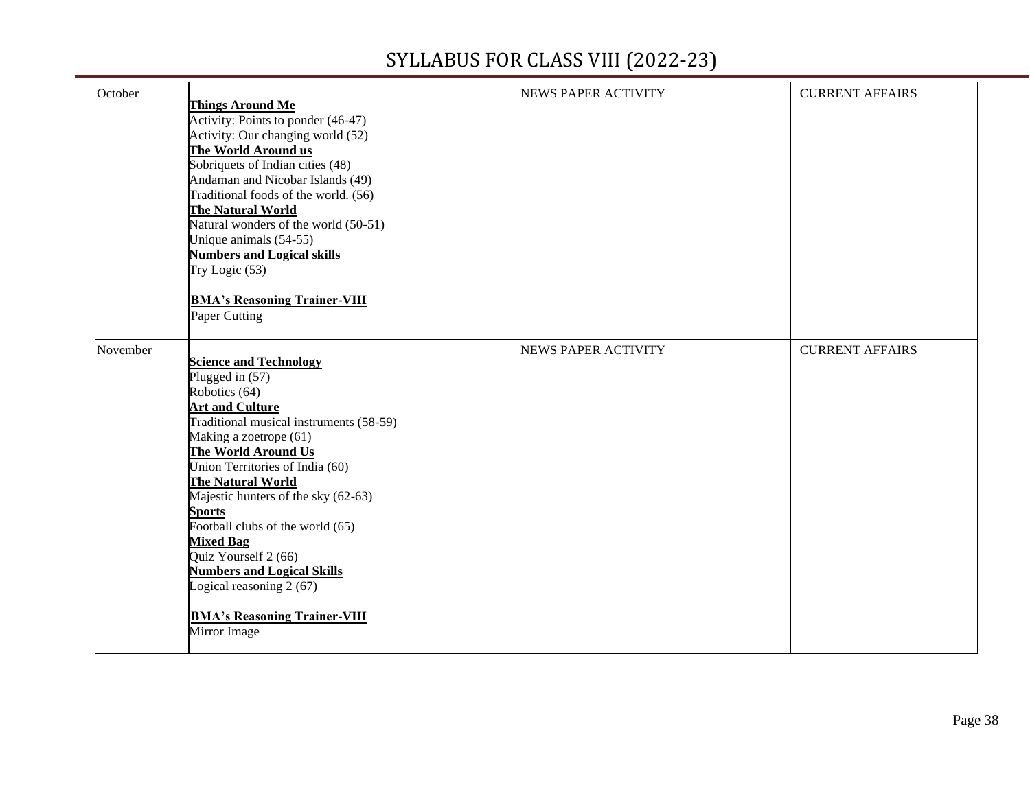# SYLLABUS FOR CLASS VIII (2022-23)

| | | | |
|---|---|---|---|
| October | **Things Around Me**<br>Activity: Points to ponder (46-47)<br>Activity: Our changing world (52)<br>**The World Around us**<br>Sobriquets of Indian cities (48)<br>Andaman and Nicobar Islands (49)<br>Traditional foods of the world. (56)<br>**The Natural World**<br>Natural wonders of the world (50-51)<br>Unique animals (54-55)<br>**Numbers and Logical skills**<br>Try Logic (53)<br><br>**BMA's Reasoning Trainer-VIII**<br>Paper Cutting | NEWS PAPER ACTIVITY | CURRENT AFFAIRS |
| November | **Science and Technology**<br>Plugged in (57)<br>Robotics (64)<br>**Art and Culture**<br>Traditional musical instruments (58-59)<br>Making a zoetrope (61)<br>**The World Around Us**<br>Union Territories of India (60)<br>**The Natural World**<br>Majestic hunters of the sky (62-63)<br>**Sports**<br>Football clubs of the world (65)<br>**Mixed Bag**<br>Quiz Yourself 2 (66)<br>**Numbers and Logical Skills**<br>Logical reasoning 2 (67)<br><br>**BMA's Reasoning Trainer-VIII**<br>Mirror Image | NEWS PAPER ACTIVITY | CURRENT AFFAIRS |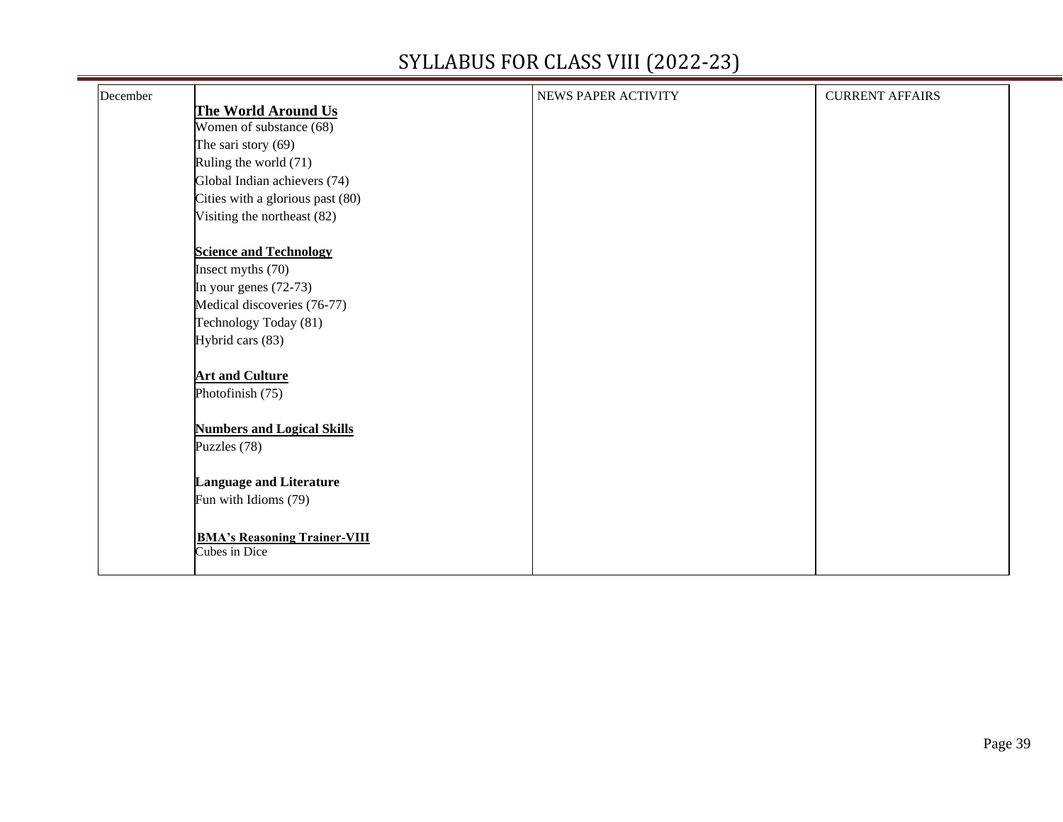# SYLLABUS FOR CLASS VIII (2022-23)

| December | **The World Around Us**<br>Women of substance (68)<br>The sari story (69)<br>Ruling the world (71)<br>Global Indian achievers (74)<br>Cities with a glorious past (80)<br>Visiting the northeast (82)<br><br>**Science and Technology**<br>Insect myths (70)<br>In your genes (72-73)<br>Medical discoveries (76-77)<br>Technology Today (81)<br>Hybrid cars (83)<br><br>**Art and Culture**<br>Photofinish (75)<br><br>**Numbers and Logical Skills**<br>Puzzles (78)<br><br>**Language and Literature**<br>Fun with Idioms (79)<br><br>**BMA's Reasoning Trainer-VIII**<br>Cubes in Dice | NEWS PAPER ACTIVITY | CURRENT AFFAIRS |
|---|---|---|---|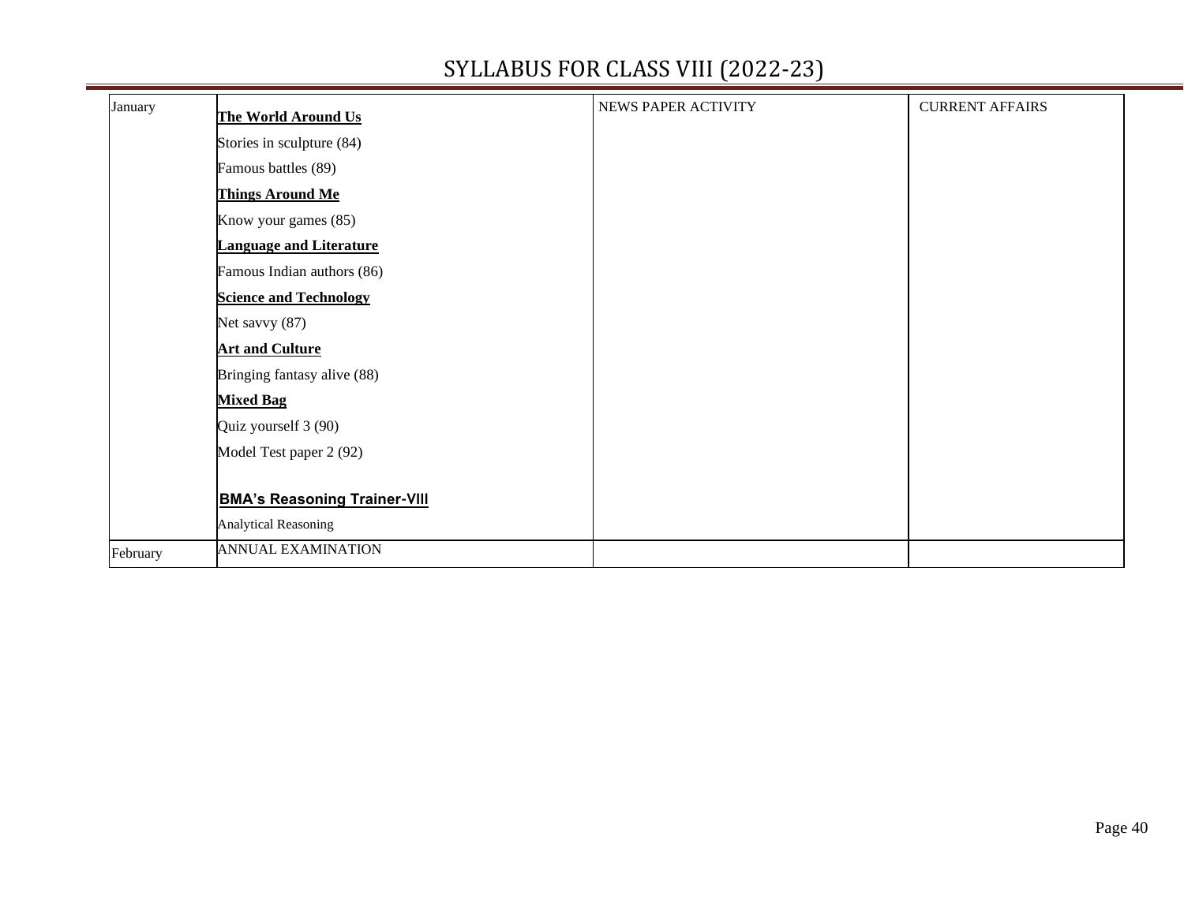# SYLLABUS FOR CLASS VIII (2022-23)

| January | **The World Around Us**<br>Stories in sculpture (84)<br>Famous battles (89)<br>**Things Around Me**<br>Know your games (85)<br>**Language and Literature**<br>Famous Indian authors (86)<br>**Science and Technology**<br>Net savvy (87)<br>**Art and Culture**<br>Bringing fantasy alive (88)<br>**Mixed Bag**<br>Quiz yourself 3 (90)<br>Model Test paper 2 (92)<br><br>**BMA's Reasoning Trainer-VIII**<br>Analytical Reasoning | NEWS PAPER ACTIVITY | CURRENT AFFAIRS |
|---|---|---|---|
| February | ANNUAL EXAMINATION | | |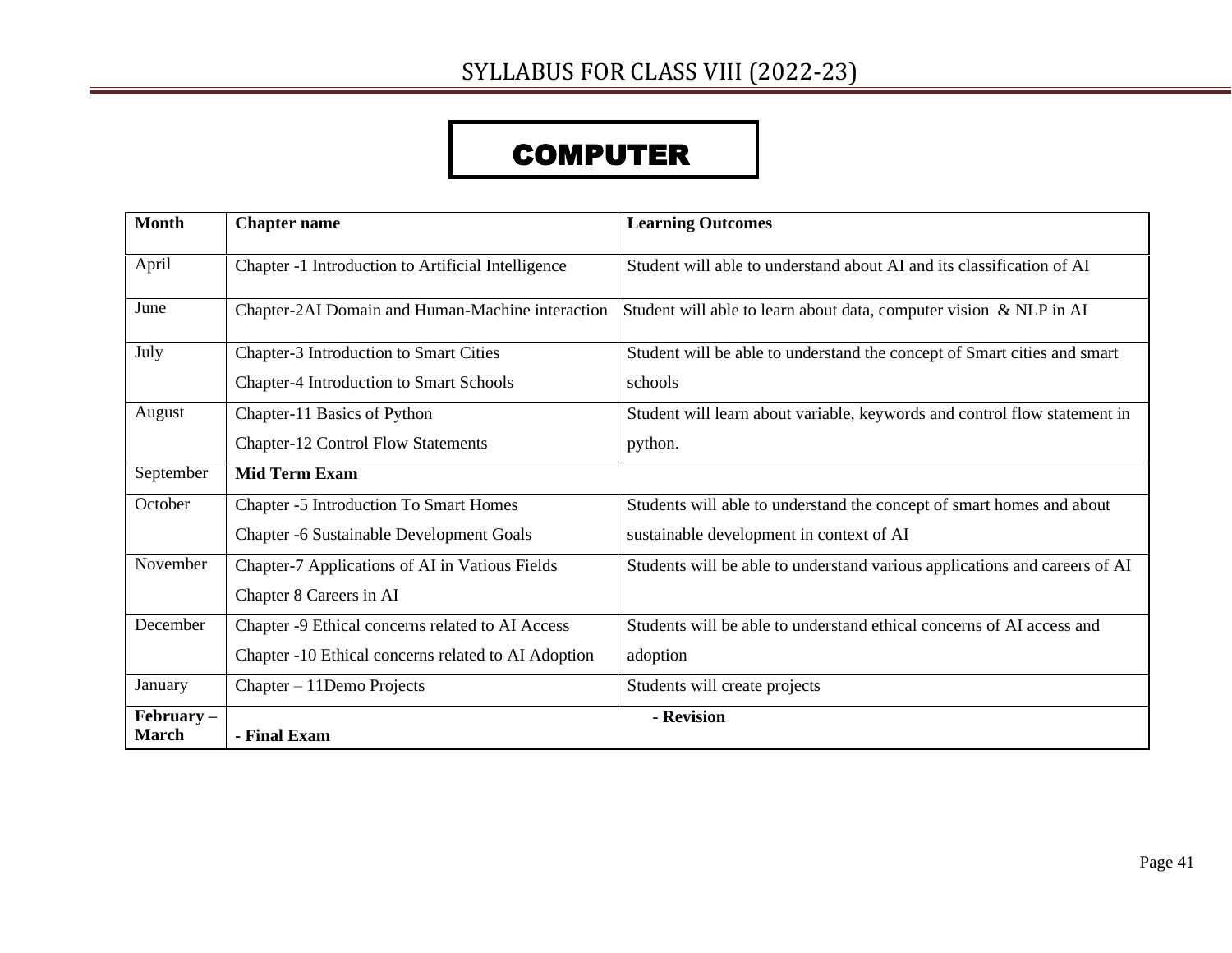# SYLLABUS FOR CLASS VIII (2022-23)

## COMPUTER

| Month | Chapter name | Learning Outcomes |
|---|---|---|
| April | Chapter -1 Introduction to Artificial Intelligence | Student will able to understand about AI and its classification of AI |
| June | Chapter-2AI Domain and Human-Machine interaction | Student will able to learn about data, computer vision & NLP in AI |
| July | Chapter-3 Introduction to Smart Cities<br>Chapter-4 Introduction to Smart Schools | Student will be able to understand the concept of Smart cities and smart schools |
| August | Chapter-11 Basics of Python<br>Chapter-12 Control Flow Statements | Student will learn about variable, keywords and control flow statement in python. |
| September | **Mid Term Exam** | |
| October | Chapter -5 Introduction To Smart Homes<br>Chapter -6 Sustainable Development Goals | Students will able to understand the concept of smart homes and about sustainable development in context of AI |
| November | Chapter-7 Applications of AI in Vatious Fields<br>Chapter 8 Careers in AI | Students will be able to understand various applications and careers of AI |
| December | Chapter -9 Ethical concerns related to AI Access<br>Chapter -10 Ethical concerns related to AI Adoption | Students will be able to understand ethical concerns of AI access and adoption |
| January | Chapter – 11Demo Projects | Students will create projects |
| **February – March** | **- Revision**<br>**- Final Exam** | |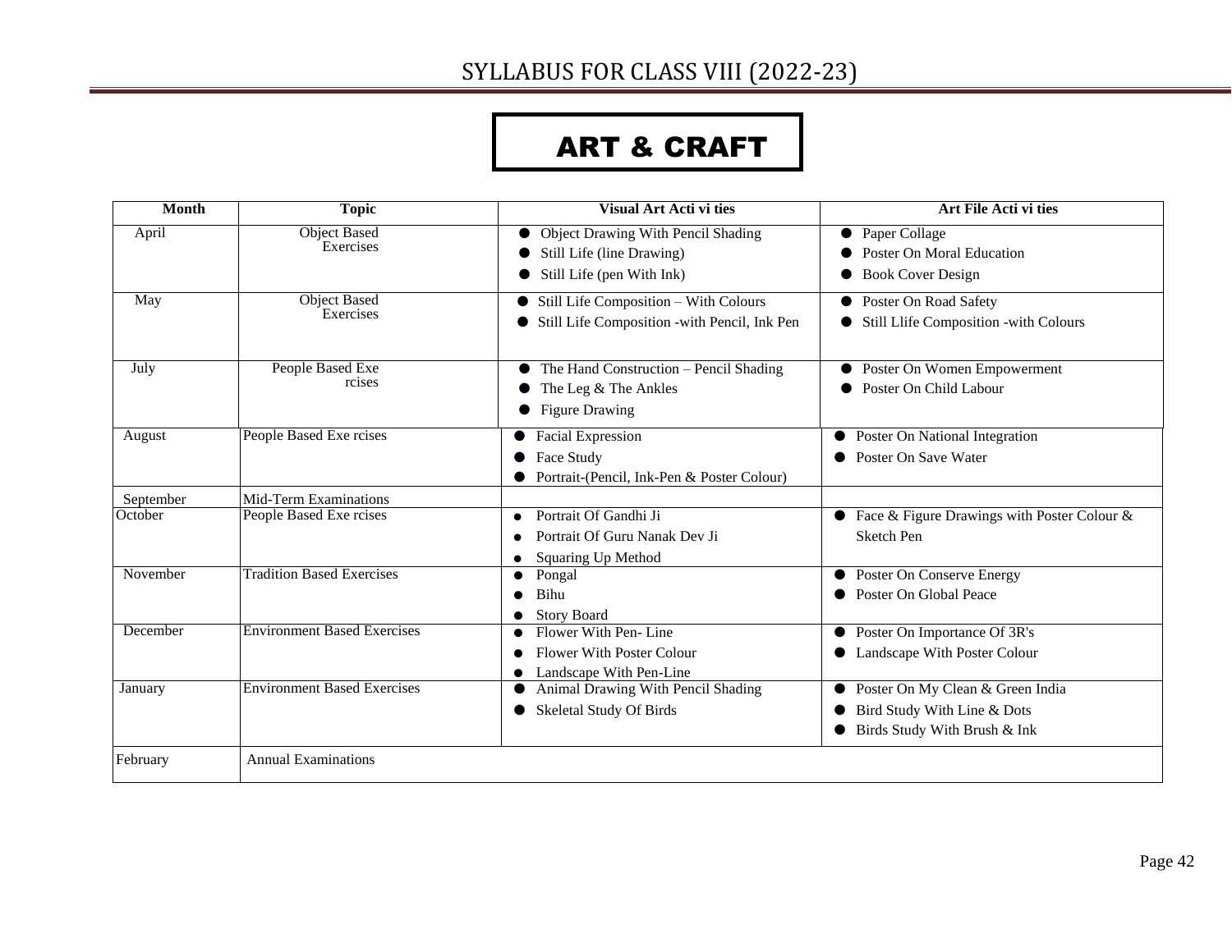# SYLLABUS FOR CLASS VIII (2022-23)

## ART & CRAFT

| Month | Topic | Visual Art Acti vi ties | Art File Acti vi ties |
|---|---|---|---|
| April | Object Based Exercises | ● Object Drawing With Pencil Shading<br>● Still Life (line Drawing)<br>● Still Life (pen With Ink) | ● Paper Collage<br>● Poster On Moral Education<br>● Book Cover Design |
| May | Object Based Exercises | ● Still Life Composition – With Colours<br>● Still Life Composition -with Pencil, Ink Pen | ● Poster On Road Safety<br>● Still Llife Composition -with Colours |
| July | People Based Exe rcises | ● The Hand Construction – Pencil Shading<br>● The Leg & The Ankles<br>● Figure Drawing | ● Poster On Women Empowerment<br>● Poster On Child Labour |
| August | People Based Exe rcises | ● Facial Expression<br>● Face Study<br>● Portrait-(Pencil, Ink-Pen & Poster Colour) | ● Poster On National Integration<br>● Poster On Save Water |
| September | Mid-Term Examinations | | |
| October | People Based Exe rcises | ● Portrait Of Gandhi Ji<br>● Portrait Of Guru Nanak Dev Ji<br>● Squaring Up Method | ● Face & Figure Drawings with Poster Colour & Sketch Pen |
| November | Tradition Based Exercises | ● Pongal<br>● Bihu<br>● Story Board | ● Poster On Conserve Energy<br>● Poster On Global Peace |
| December | Environment Based Exercises | ● Flower With Pen- Line<br>● Flower With Poster Colour<br>● Landscape With Pen-Line | ● Poster On Importance Of 3R's<br>● Landscape With Poster Colour |
| January | Environment Based Exercises | ● Animal Drawing With Pencil Shading<br>● Skeletal Study Of Birds | ● Poster On My Clean & Green India<br>● Bird Study With Line & Dots<br>● Birds Study With Brush & Ink |
| February | Annual Examinations | | |